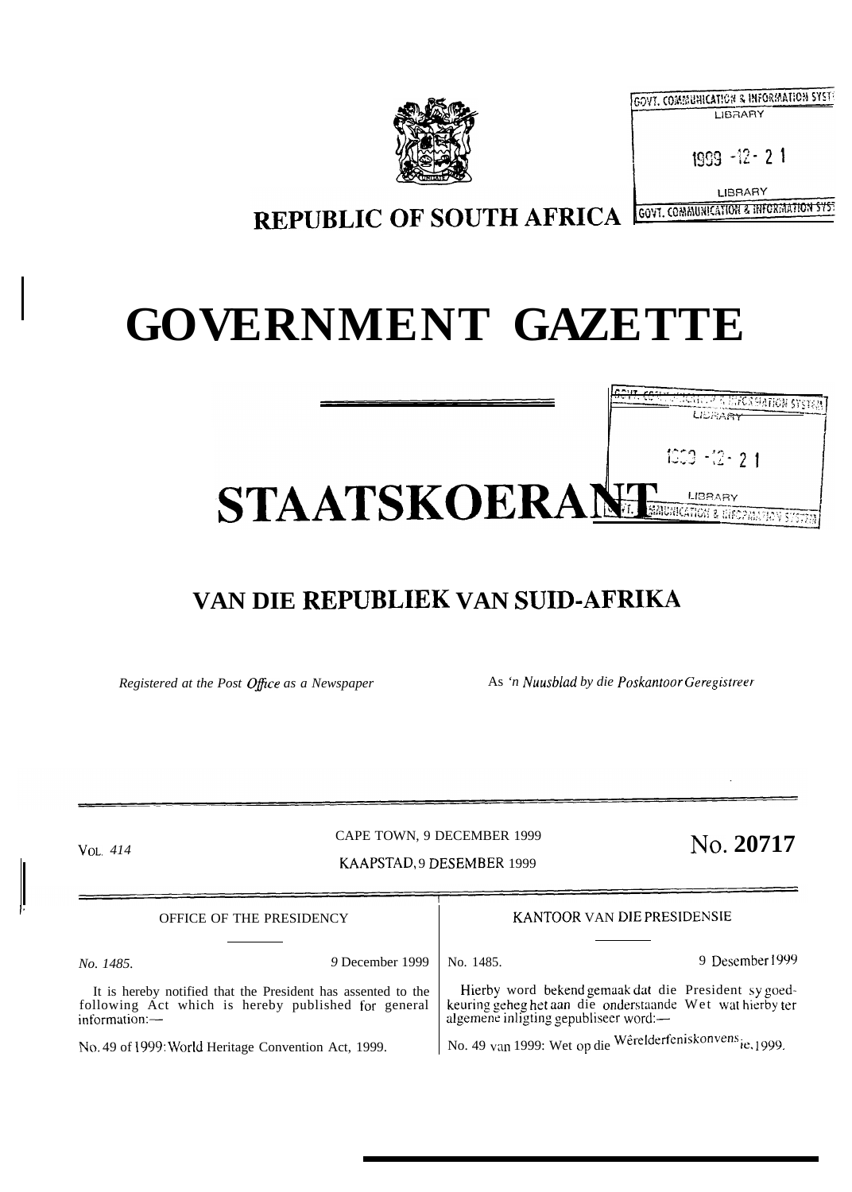# REPUBLIC OF SOUTH AFRICA

# GOVERNMENT GAZETTE

# STAATSKOERANT

## VAN DIE REPUBLIEK VAN SUID-AFRIKA

*Registered at the Post Office as a Newspaper* — As *'n Nuusblad by die Poskantoor Geregistreer*

VOL. 414 — CAPE TOWN, 9 DECEMBER 1999 — KAAPSTAD, 9 DESEMBER 1999 — **No. 20717**

OFFICE OF THE PRESIDENCY

*No. 1485.* — 9 December 1999

It is hereby notified that the President has assented to the following Act which is hereby published for general information:—

No. 49 of 1999: World Heritage Convention Act, 1999.

KANTOOR VAN DIE PRESIDENSIE

No. 1485. — 9 Desember 1999

Hierby word bekend gemaak dat die President sy goedkeuring geheg het aan die onderstaande Wet wat hierby ter algemene inligting gepubliseer word:—

No. 49 van 1999: Wet op die Wêrelderfeniskonvensie, 1999.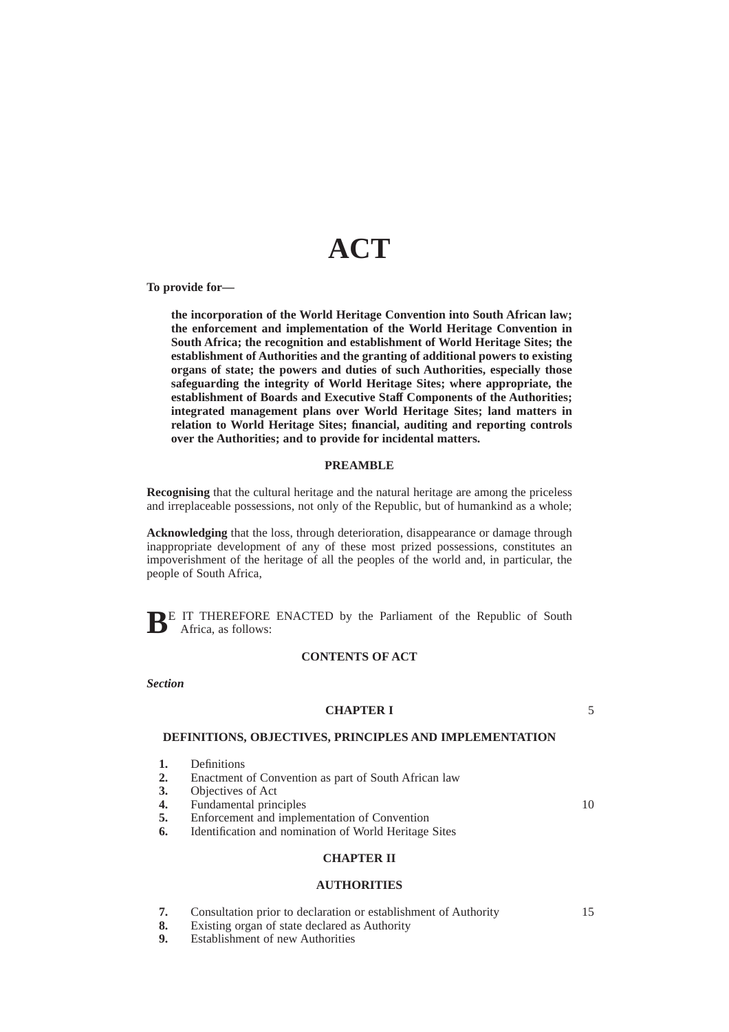# ACT

**To provide for—**

**the incorporation of the World Heritage Convention into South African law; the enforcement and implementation of the World Heritage Convention in South Africa; the recognition and establishment of World Heritage Sites; the establishment of Authorities and the granting of additional powers to existing organs of state; the powers and duties of such Authorities, especially those safeguarding the integrity of World Heritage Sites; where appropriate, the establishment of Boards and Executive Staff Components of the Authorities; integrated management plans over World Heritage Sites; land matters in relation to World Heritage Sites; financial, auditing and reporting controls over the Authorities; and to provide for incidental matters.**

## PREAMBLE

**Recognising** that the cultural heritage and the natural heritage are among the priceless and irreplaceable possessions, not only of the Republic, but of humankind as a whole;

**Acknowledging** that the loss, through deterioration, disappearance or damage through inappropriate development of any of these most prized possessions, constitutes an impoverishment of the heritage of all the peoples of the world and, in particular, the people of South Africa,

**B**E IT THEREFORE ENACTED by the Parliament of the Republic of South Africa, as follows:

## CONTENTS OF ACT

***Section***

### CHAPTER I

### DEFINITIONS, OBJECTIVES, PRINCIPLES AND IMPLEMENTATION

**1.** Definitions
**2.** Enactment of Convention as part of South African law
**3.** Objectives of Act
**4.** Fundamental principles
**5.** Enforcement and implementation of Convention
**6.** Identification and nomination of World Heritage Sites

### CHAPTER II

### AUTHORITIES

**7.** Consultation prior to declaration or establishment of Authority
**8.** Existing organ of state declared as Authority
**9.** Establishment of new Authorities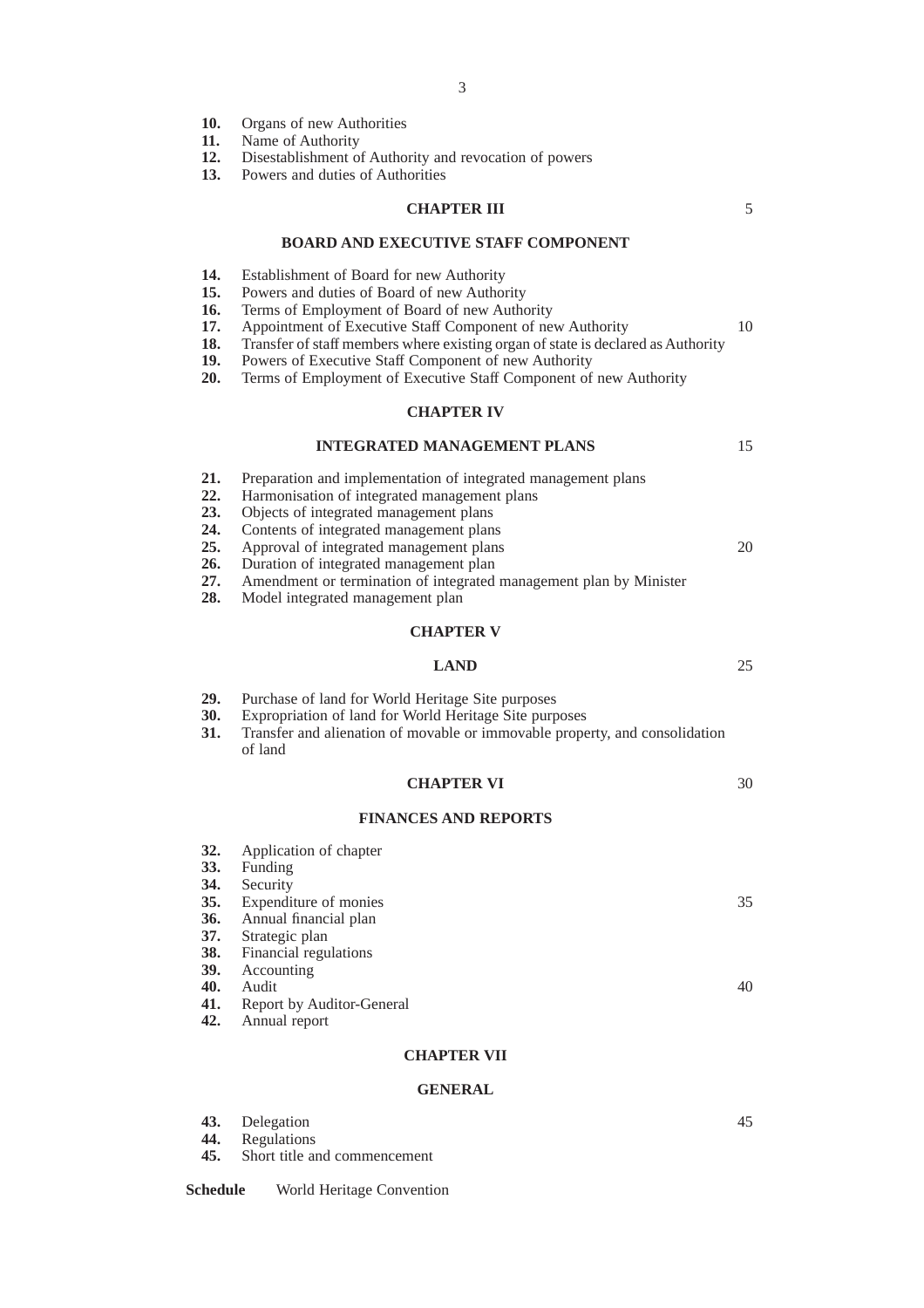**10.** Organs of new Authorities
**11.** Name of Authority
**12.** Disestablishment of Authority and revocation of powers
**13.** Powers and duties of Authorities

## CHAPTER III

## BOARD AND EXECUTIVE STAFF COMPONENT

**14.** Establishment of Board for new Authority
**15.** Powers and duties of Board of new Authority
**16.** Terms of Employment of Board of new Authority
**17.** Appointment of Executive Staff Component of new Authority
**18.** Transfer of staff members where existing organ of state is declared as Authority
**19.** Powers of Executive Staff Component of new Authority
**20.** Terms of Employment of Executive Staff Component of new Authority

## CHAPTER IV

## INTEGRATED MANAGEMENT PLANS

**21.** Preparation and implementation of integrated management plans
**22.** Harmonisation of integrated management plans
**23.** Objects of integrated management plans
**24.** Contents of integrated management plans
**25.** Approval of integrated management plans
**26.** Duration of integrated management plan
**27.** Amendment or termination of integrated management plan by Minister
**28.** Model integrated management plan

## CHAPTER V

## LAND

**29.** Purchase of land for World Heritage Site purposes
**30.** Expropriation of land for World Heritage Site purposes
**31.** Transfer and alienation of movable or immovable property, and consolidation of land

## CHAPTER VI

## FINANCES AND REPORTS

**32.** Application of chapter
**33.** Funding
**34.** Security
**35.** Expenditure of monies
**36.** Annual financial plan
**37.** Strategic plan
**38.** Financial regulations
**39.** Accounting
**40.** Audit
**41.** Report by Auditor-General
**42.** Annual report

## CHAPTER VII

## GENERAL

**43.** Delegation
**44.** Regulations
**45.** Short title and commencement

**Schedule** World Heritage Convention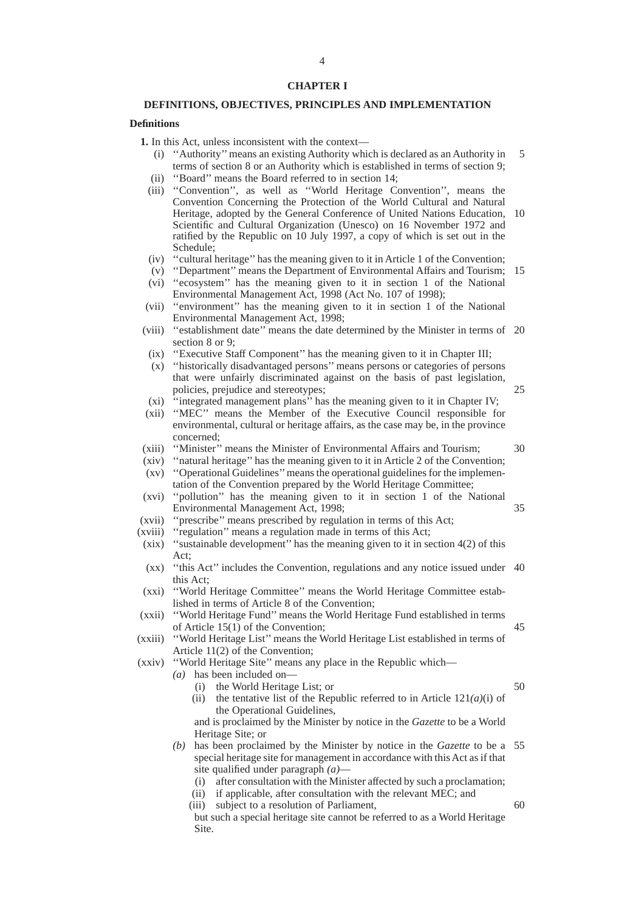## CHAPTER I

## DEFINITIONS, OBJECTIVES, PRINCIPLES AND IMPLEMENTATION

### Definitions

**1.** In this Act, unless inconsistent with the context—

(i) ''Authority'' means an existing Authority which is declared as an Authority in terms of section 8 or an Authority which is established in terms of section 9;

(ii) ''Board'' means the Board referred to in section 14;

(iii) ''Convention'', as well as ''World Heritage Convention'', means the Convention Concerning the Protection of the World Cultural and Natural Heritage, adopted by the General Conference of United Nations Education, Scientific and Cultural Organization (Unesco) on 16 November 1972 and ratified by the Republic on 10 July 1997, a copy of which is set out in the Schedule;

(iv) ''cultural heritage'' has the meaning given to it in Article 1 of the Convention;

(v) ''Department'' means the Department of Environmental Affairs and Tourism;

(vi) ''ecosystem'' has the meaning given to it in section 1 of the National Environmental Management Act, 1998 (Act No. 107 of 1998);

(vii) ''environment'' has the meaning given to it in section 1 of the National Environmental Management Act, 1998;

(viii) ''establishment date'' means the date determined by the Minister in terms of section 8 or 9;

(ix) ''Executive Staff Component'' has the meaning given to it in Chapter III;

(x) ''historically disadvantaged persons'' means persons or categories of persons that were unfairly discriminated against on the basis of past legislation, policies, prejudice and stereotypes;

(xi) ''integrated management plans'' has the meaning given to it in Chapter IV;

(xii) ''MEC'' means the Member of the Executive Council responsible for environmental, cultural or heritage affairs, as the case may be, in the province concerned;

(xiii) ''Minister'' means the Minister of Environmental Affairs and Tourism;

(xiv) ''natural heritage'' has the meaning given to it in Article 2 of the Convention;

(xv) ''Operational Guidelines'' means the operational guidelines for the implementation of the Convention prepared by the World Heritage Committee;

(xvi) ''pollution'' has the meaning given to it in section 1 of the National Environmental Management Act, 1998;

(xvii) ''prescribe'' means prescribed by regulation in terms of this Act;

(xviii) ''regulation'' means a regulation made in terms of this Act;

(xix) ''sustainable development'' has the meaning given to it in section 4(2) of this Act;

(xx) ''this Act'' includes the Convention, regulations and any notice issued under this Act;

(xxi) ''World Heritage Committee'' means the World Heritage Committee established in terms of Article 8 of the Convention;

(xxii) ''World Heritage Fund'' means the World Heritage Fund established in terms of Article 15(1) of the Convention;

(xxiii) ''World Heritage List'' means the World Heritage List established in terms of Article 11(2) of the Convention;

(xxiv) ''World Heritage Site'' means any place in the Republic which—

*(a)* has been included on—

(i) the World Heritage List; or

(ii) the tentative list of the Republic referred to in Article 121*(a)*(i) of the Operational Guidelines,

and is proclaimed by the Minister by notice in the *Gazette* to be a World Heritage Site; or

*(b)* has been proclaimed by the Minister by notice in the *Gazette* to be a special heritage site for management in accordance with this Act as if that site qualified under paragraph *(a)*—

(i) after consultation with the Minister affected by such a proclamation;

(ii) if applicable, after consultation with the relevant MEC; and

(iii) subject to a resolution of Parliament,

but such a special heritage site cannot be referred to as a World Heritage Site.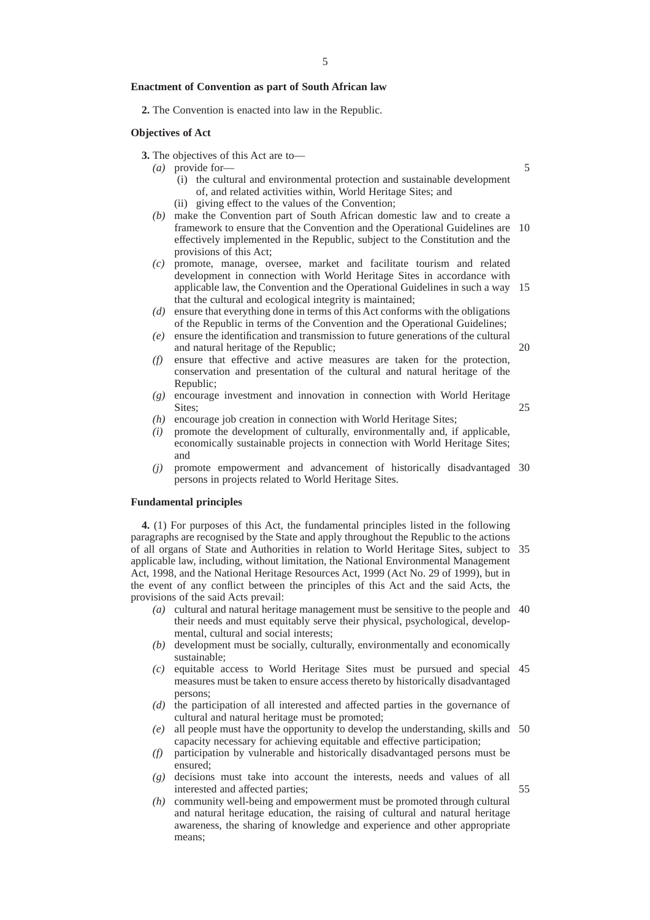**Enactment of Convention as part of South African law**

**2.** The Convention is enacted into law in the Republic.

**Objectives of Act**

**3.** The objectives of this Act are to—

*(a)* provide for—
   (i) the cultural and environmental protection and sustainable development of, and related activities within, World Heritage Sites; and
   (ii) giving effect to the values of the Convention;

*(b)* make the Convention part of South African domestic law and to create a framework to ensure that the Convention and the Operational Guidelines are effectively implemented in the Republic, subject to the Constitution and the provisions of this Act;

*(c)* promote, manage, oversee, market and facilitate tourism and related development in connection with World Heritage Sites in accordance with applicable law, the Convention and the Operational Guidelines in such a way that the cultural and ecological integrity is maintained;

*(d)* ensure that everything done in terms of this Act conforms with the obligations of the Republic in terms of the Convention and the Operational Guidelines;

*(e)* ensure the identification and transmission to future generations of the cultural and natural heritage of the Republic;

*(f)* ensure that effective and active measures are taken for the protection, conservation and presentation of the cultural and natural heritage of the Republic;

*(g)* encourage investment and innovation in connection with World Heritage Sites;

*(h)* encourage job creation in connection with World Heritage Sites;

*(i)* promote the development of culturally, environmentally and, if applicable, economically sustainable projects in connection with World Heritage Sites; and

*(j)* promote empowerment and advancement of historically disadvantaged persons in projects related to World Heritage Sites.

**Fundamental principles**

**4.** (1) For purposes of this Act, the fundamental principles listed in the following paragraphs are recognised by the State and apply throughout the Republic to the actions of all organs of State and Authorities in relation to World Heritage Sites, subject to applicable law, including, without limitation, the National Environmental Management Act, 1998, and the National Heritage Resources Act, 1999 (Act No. 29 of 1999), but in the event of any conflict between the principles of this Act and the said Acts, the provisions of the said Acts prevail:

*(a)* cultural and natural heritage management must be sensitive to the people and their needs and must equitably serve their physical, psychological, developmental, cultural and social interests;

*(b)* development must be socially, culturally, environmentally and economically sustainable;

*(c)* equitable access to World Heritage Sites must be pursued and special measures must be taken to ensure access thereto by historically disadvantaged persons;

*(d)* the participation of all interested and affected parties in the governance of cultural and natural heritage must be promoted;

*(e)* all people must have the opportunity to develop the understanding, skills and capacity necessary for achieving equitable and effective participation;

*(f)* participation by vulnerable and historically disadvantaged persons must be ensured;

*(g)* decisions must take into account the interests, needs and values of all interested and affected parties;

*(h)* community well-being and empowerment must be promoted through cultural and natural heritage education, the raising of cultural and natural heritage awareness, the sharing of knowledge and experience and other appropriate means;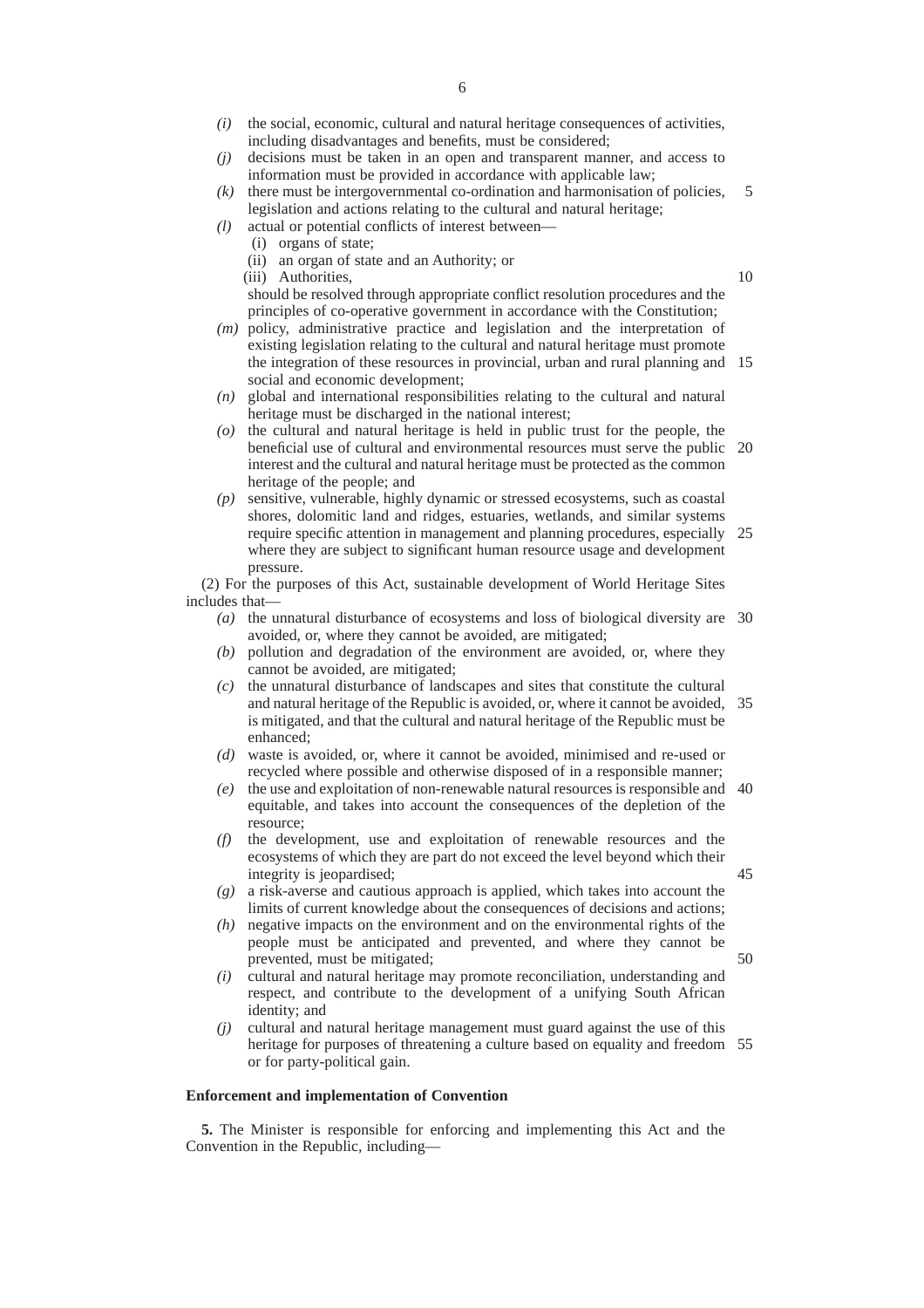*(i)* the social, economic, cultural and natural heritage consequences of activities, including disadvantages and benefits, must be considered;

*(j)* decisions must be taken in an open and transparent manner, and access to information must be provided in accordance with applicable law;

*(k)* there must be intergovernmental co-ordination and harmonisation of policies, legislation and actions relating to the cultural and natural heritage;

*(l)* actual or potential conflicts of interest between—

  (i) organs of state;

  (ii) an organ of state and an Authority; or

  (iii) Authorities,

should be resolved through appropriate conflict resolution procedures and the principles of co-operative government in accordance with the Constitution;

*(m)* policy, administrative practice and legislation and the interpretation of existing legislation relating to the cultural and natural heritage must promote the integration of these resources in provincial, urban and rural planning and social and economic development;

*(n)* global and international responsibilities relating to the cultural and natural heritage must be discharged in the national interest;

*(o)* the cultural and natural heritage is held in public trust for the people, the beneficial use of cultural and environmental resources must serve the public interest and the cultural and natural heritage must be protected as the common heritage of the people; and

*(p)* sensitive, vulnerable, highly dynamic or stressed ecosystems, such as coastal shores, dolomitic land and ridges, estuaries, wetlands, and similar systems require specific attention in management and planning procedures, especially where they are subject to significant human resource usage and development pressure.

(2) For the purposes of this Act, sustainable development of World Heritage Sites includes that—

*(a)* the unnatural disturbance of ecosystems and loss of biological diversity are avoided, or, where they cannot be avoided, are mitigated;

*(b)* pollution and degradation of the environment are avoided, or, where they cannot be avoided, are mitigated;

*(c)* the unnatural disturbance of landscapes and sites that constitute the cultural and natural heritage of the Republic is avoided, or, where it cannot be avoided, is mitigated, and that the cultural and natural heritage of the Republic must be enhanced;

*(d)* waste is avoided, or, where it cannot be avoided, minimised and re-used or recycled where possible and otherwise disposed of in a responsible manner;

*(e)* the use and exploitation of non-renewable natural resources is responsible and equitable, and takes into account the consequences of the depletion of the resource;

*(f)* the development, use and exploitation of renewable resources and the ecosystems of which they are part do not exceed the level beyond which their integrity is jeopardised;

*(g)* a risk-averse and cautious approach is applied, which takes into account the limits of current knowledge about the consequences of decisions and actions;

*(h)* negative impacts on the environment and on the environmental rights of the people must be anticipated and prevented, and where they cannot be prevented, must be mitigated;

*(i)* cultural and natural heritage may promote reconciliation, understanding and respect, and contribute to the development of a unifying South African identity; and

*(j)* cultural and natural heritage management must guard against the use of this heritage for purposes of threatening a culture based on equality and freedom or for party-political gain.

**Enforcement and implementation of Convention**

**5.** The Minister is responsible for enforcing and implementing this Act and the Convention in the Republic, including—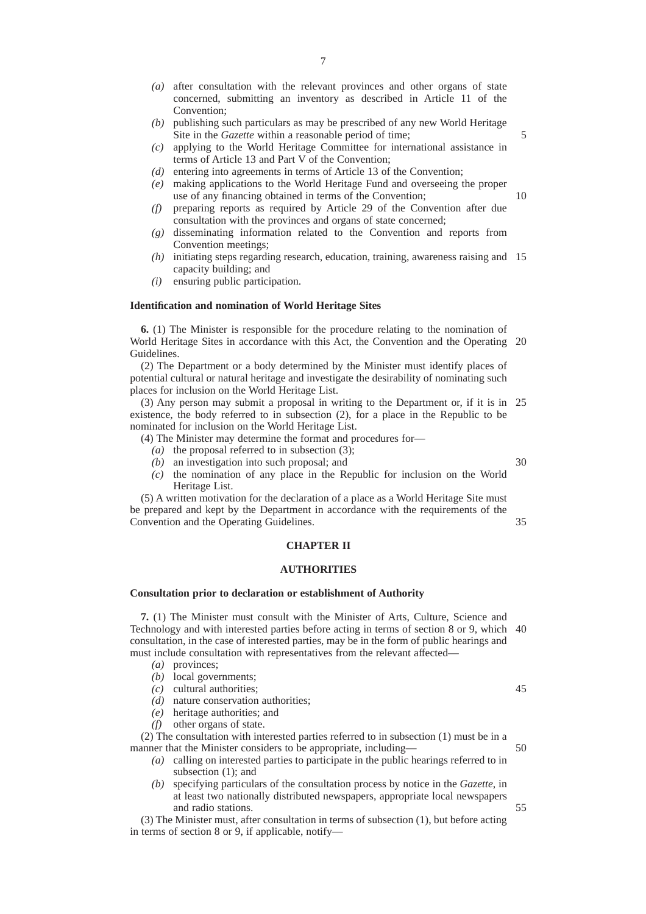*(a)* after consultation with the relevant provinces and other organs of state concerned, submitting an inventory as described in Article 11 of the Convention;

*(b)* publishing such particulars as may be prescribed of any new World Heritage Site in the *Gazette* within a reasonable period of time;

*(c)* applying to the World Heritage Committee for international assistance in terms of Article 13 and Part V of the Convention;

*(d)* entering into agreements in terms of Article 13 of the Convention;

*(e)* making applications to the World Heritage Fund and overseeing the proper use of any financing obtained in terms of the Convention;

*(f)* preparing reports as required by Article 29 of the Convention after due consultation with the provinces and organs of state concerned;

*(g)* disseminating information related to the Convention and reports from Convention meetings;

*(h)* initiating steps regarding research, education, training, awareness raising and capacity building; and

*(i)* ensuring public participation.

**Identification and nomination of World Heritage Sites**

**6.** (1) The Minister is responsible for the procedure relating to the nomination of World Heritage Sites in accordance with this Act, the Convention and the Operating Guidelines.

(2) The Department or a body determined by the Minister must identify places of potential cultural or natural heritage and investigate the desirability of nominating such places for inclusion on the World Heritage List.

(3) Any person may submit a proposal in writing to the Department or, if it is in existence, the body referred to in subsection (2), for a place in the Republic to be nominated for inclusion on the World Heritage List.

(4) The Minister may determine the format and procedures for—

*(a)* the proposal referred to in subsection (3);

*(b)* an investigation into such proposal; and

*(c)* the nomination of any place in the Republic for inclusion on the World Heritage List.

(5) A written motivation for the declaration of a place as a World Heritage Site must be prepared and kept by the Department in accordance with the requirements of the Convention and the Operating Guidelines.

## CHAPTER II

## AUTHORITIES

**Consultation prior to declaration or establishment of Authority**

**7.** (1) The Minister must consult with the Minister of Arts, Culture, Science and Technology and with interested parties before acting in terms of section 8 or 9, which consultation, in the case of interested parties, may be in the form of public hearings and must include consultation with representatives from the relevant affected—

*(a)* provinces;

*(b)* local governments;

*(c)* cultural authorities;

*(d)* nature conservation authorities;

*(e)* heritage authorities; and

*(f)* other organs of state.

(2) The consultation with interested parties referred to in subsection (1) must be in a manner that the Minister considers to be appropriate, including—

*(a)* calling on interested parties to participate in the public hearings referred to in subsection (1); and

*(b)* specifying particulars of the consultation process by notice in the *Gazette*, in at least two nationally distributed newspapers, appropriate local newspapers and radio stations.

(3) The Minister must, after consultation in terms of subsection (1), but before acting in terms of section 8 or 9, if applicable, notify—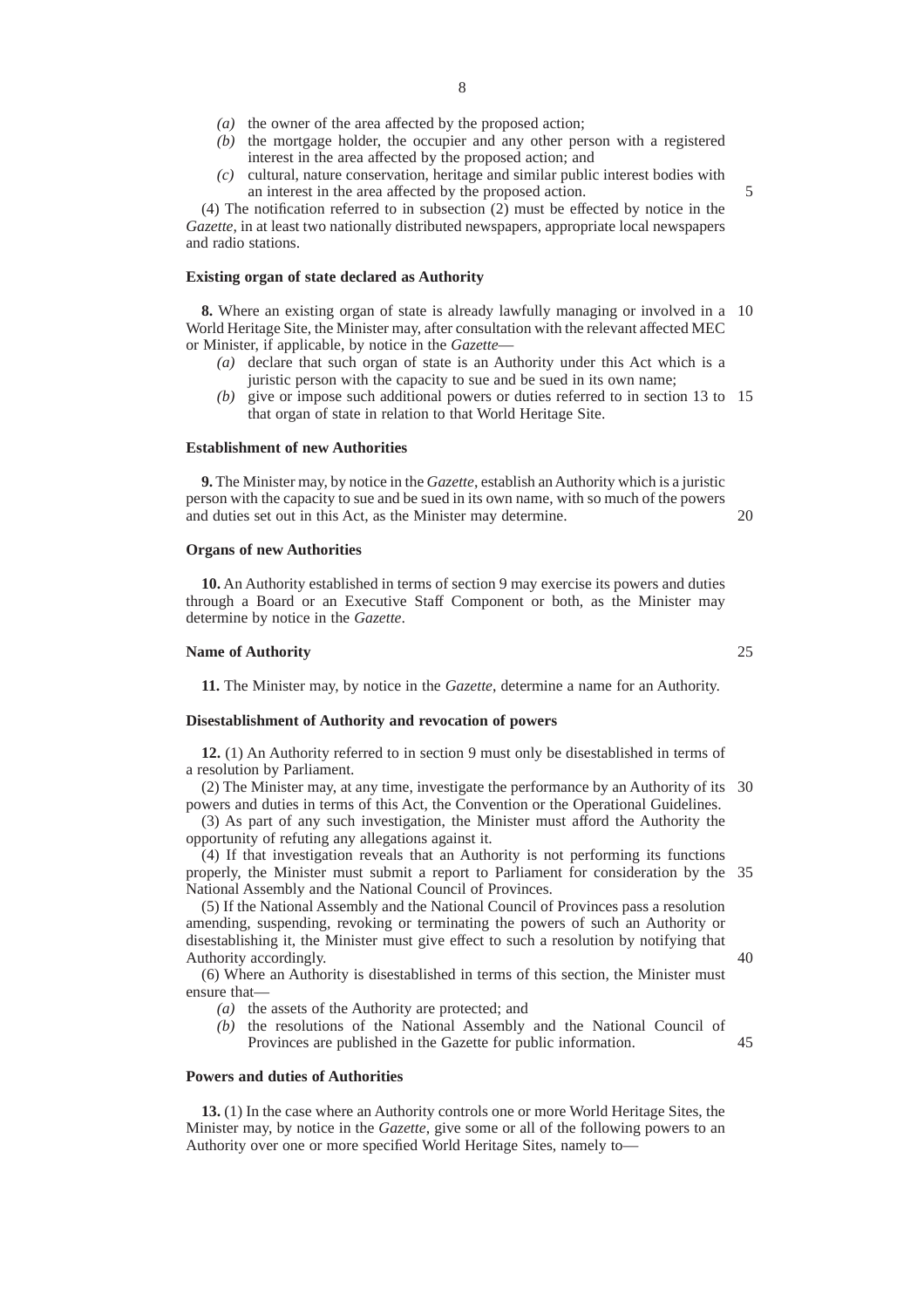*(a)* the owner of the area affected by the proposed action;

*(b)* the mortgage holder, the occupier and any other person with a registered interest in the area affected by the proposed action; and

*(c)* cultural, nature conservation, heritage and similar public interest bodies with an interest in the area affected by the proposed action.

(4) The notification referred to in subsection (2) must be effected by notice in the *Gazette*, in at least two nationally distributed newspapers, appropriate local newspapers and radio stations.

**Existing organ of state declared as Authority**

**8.** Where an existing organ of state is already lawfully managing or involved in a World Heritage Site, the Minister may, after consultation with the relevant affected MEC or Minister, if applicable, by notice in the *Gazette*—

*(a)* declare that such organ of state is an Authority under this Act which is a juristic person with the capacity to sue and be sued in its own name;

*(b)* give or impose such additional powers or duties referred to in section 13 to that organ of state in relation to that World Heritage Site.

**Establishment of new Authorities**

**9.** The Minister may, by notice in the *Gazette*, establish an Authority which is a juristic person with the capacity to sue and be sued in its own name, with so much of the powers and duties set out in this Act, as the Minister may determine.

**Organs of new Authorities**

**10.** An Authority established in terms of section 9 may exercise its powers and duties through a Board or an Executive Staff Component or both, as the Minister may determine by notice in the *Gazette*.

**Name of Authority**

**11.** The Minister may, by notice in the *Gazette*, determine a name for an Authority.

**Disestablishment of Authority and revocation of powers**

**12.** (1) An Authority referred to in section 9 must only be disestablished in terms of a resolution by Parliament.

(2) The Minister may, at any time, investigate the performance by an Authority of its powers and duties in terms of this Act, the Convention or the Operational Guidelines.

(3) As part of any such investigation, the Minister must afford the Authority the opportunity of refuting any allegations against it.

(4) If that investigation reveals that an Authority is not performing its functions properly, the Minister must submit a report to Parliament for consideration by the National Assembly and the National Council of Provinces.

(5) If the National Assembly and the National Council of Provinces pass a resolution amending, suspending, revoking or terminating the powers of such an Authority or disestablishing it, the Minister must give effect to such a resolution by notifying that Authority accordingly.

(6) Where an Authority is disestablished in terms of this section, the Minister must ensure that—

*(a)* the assets of the Authority are protected; and

*(b)* the resolutions of the National Assembly and the National Council of Provinces are published in the Gazette for public information.

**Powers and duties of Authorities**

**13.** (1) In the case where an Authority controls one or more World Heritage Sites, the Minister may, by notice in the *Gazette*, give some or all of the following powers to an Authority over one or more specified World Heritage Sites, namely to—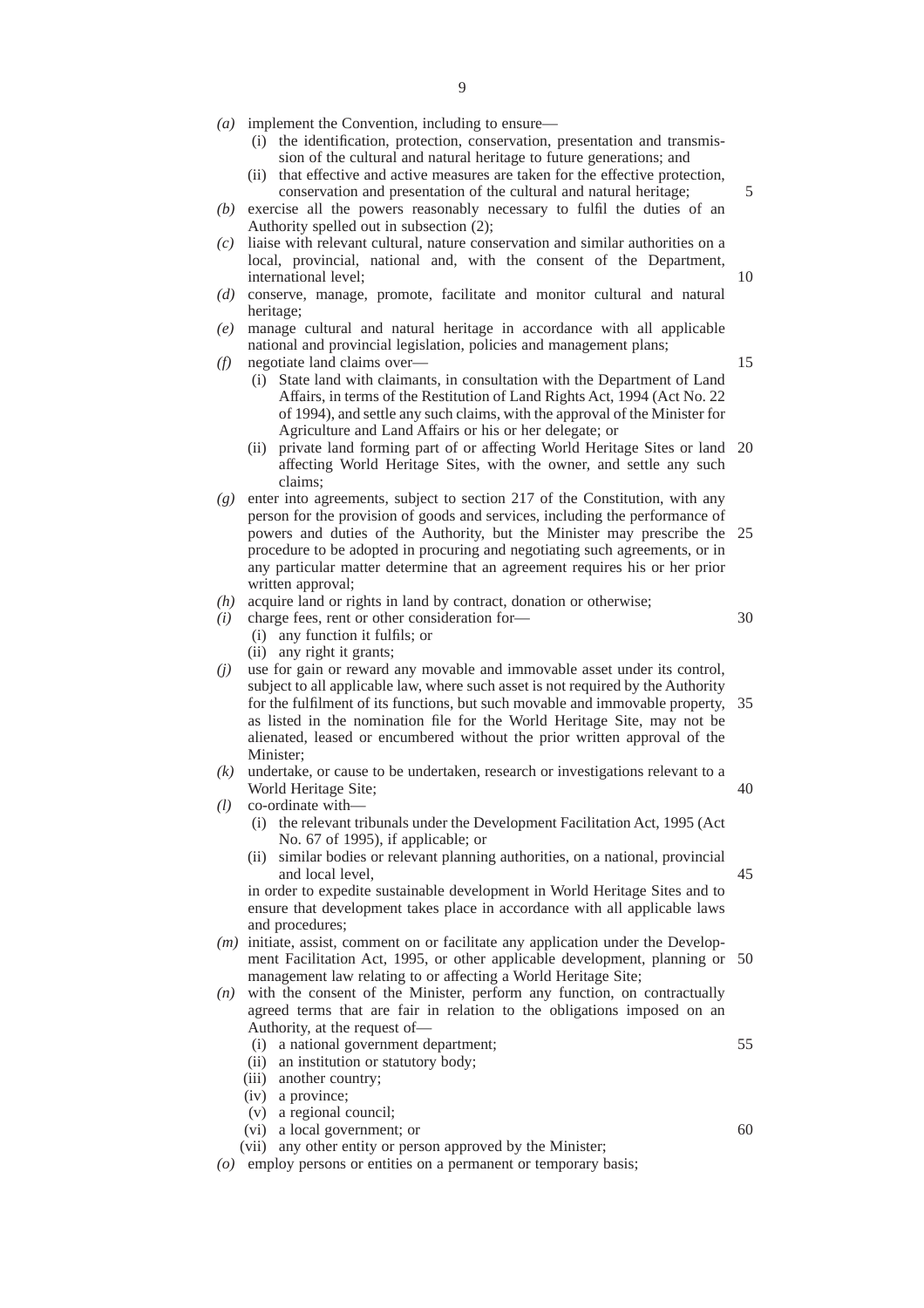*(a)* implement the Convention, including to ensure—

(i) the identification, protection, conservation, presentation and transmission of the cultural and natural heritage to future generations; and

(ii) that effective and active measures are taken for the effective protection, conservation and presentation of the cultural and natural heritage;

*(b)* exercise all the powers reasonably necessary to fulfil the duties of an Authority spelled out in subsection (2);

*(c)* liaise with relevant cultural, nature conservation and similar authorities on a local, provincial, national and, with the consent of the Department, international level;

*(d)* conserve, manage, promote, facilitate and monitor cultural and natural heritage;

*(e)* manage cultural and natural heritage in accordance with all applicable national and provincial legislation, policies and management plans;

*(f)* negotiate land claims over—

(i) State land with claimants, in consultation with the Department of Land Affairs, in terms of the Restitution of Land Rights Act, 1994 (Act No. 22 of 1994), and settle any such claims, with the approval of the Minister for Agriculture and Land Affairs or his or her delegate; or

(ii) private land forming part of or affecting World Heritage Sites or land affecting World Heritage Sites, with the owner, and settle any such claims;

*(g)* enter into agreements, subject to section 217 of the Constitution, with any person for the provision of goods and services, including the performance of powers and duties of the Authority, but the Minister may prescribe the procedure to be adopted in procuring and negotiating such agreements, or in any particular matter determine that an agreement requires his or her prior written approval;

*(h)* acquire land or rights in land by contract, donation or otherwise;

*(i)* charge fees, rent or other consideration for—

(i) any function it fulfils; or

(ii) any right it grants;

*(j)* use for gain or reward any movable and immovable asset under its control, subject to all applicable law, where such asset is not required by the Authority for the fulfilment of its functions, but such movable and immovable property, as listed in the nomination file for the World Heritage Site, may not be alienated, leased or encumbered without the prior written approval of the Minister;

*(k)* undertake, or cause to be undertaken, research or investigations relevant to a World Heritage Site;

*(l)* co-ordinate with—

(i) the relevant tribunals under the Development Facilitation Act, 1995 (Act No. 67 of 1995), if applicable; or

(ii) similar bodies or relevant planning authorities, on a national, provincial and local level,

in order to expedite sustainable development in World Heritage Sites and to ensure that development takes place in accordance with all applicable laws and procedures;

*(m)* initiate, assist, comment on or facilitate any application under the Development Facilitation Act, 1995, or other applicable development, planning or management law relating to or affecting a World Heritage Site;

*(n)* with the consent of the Minister, perform any function, on contractually agreed terms that are fair in relation to the obligations imposed on an Authority, at the request of—

(i) a national government department;

(ii) an institution or statutory body;

(iii) another country;

(iv) a province;

(v) a regional council;

(vi) a local government; or

(vii) any other entity or person approved by the Minister;

*(o)* employ persons or entities on a permanent or temporary basis;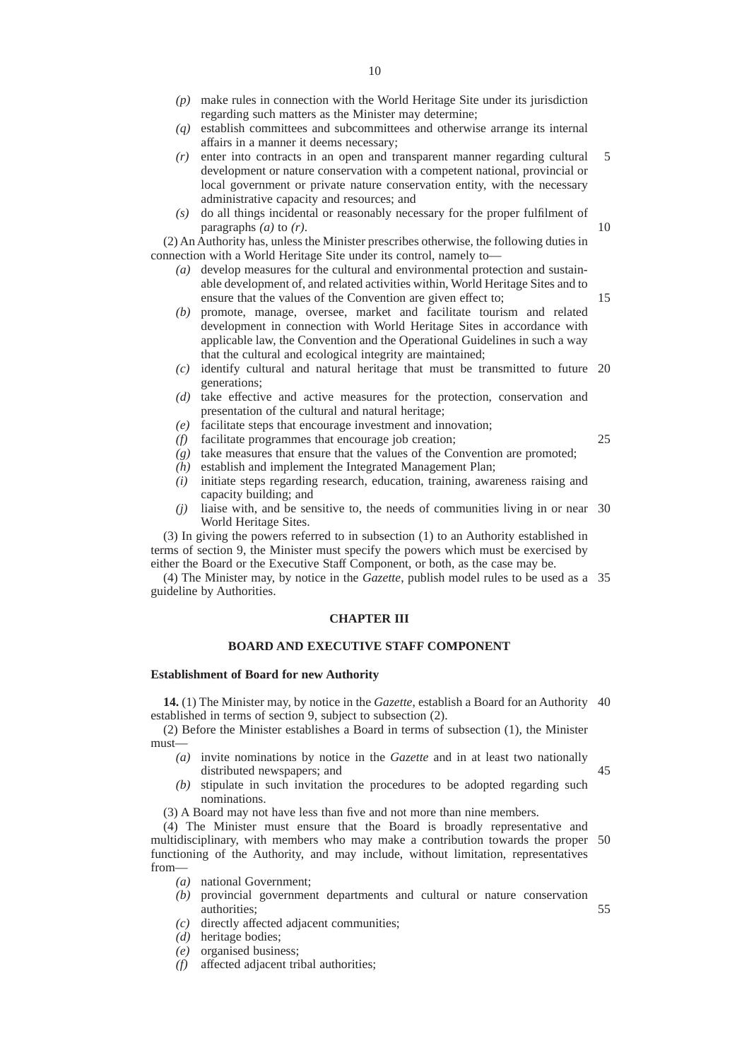*(p)* make rules in connection with the World Heritage Site under its jurisdiction regarding such matters as the Minister may determine;

*(q)* establish committees and subcommittees and otherwise arrange its internal affairs in a manner it deems necessary;

*(r)* enter into contracts in an open and transparent manner regarding cultural development or nature conservation with a competent national, provincial or local government or private nature conservation entity, with the necessary administrative capacity and resources; and

*(s)* do all things incidental or reasonably necessary for the proper fulfilment of paragraphs *(a)* to *(r)*.

(2) An Authority has, unless the Minister prescribes otherwise, the following duties in connection with a World Heritage Site under its control, namely to—

*(a)* develop measures for the cultural and environmental protection and sustainable development of, and related activities within, World Heritage Sites and to ensure that the values of the Convention are given effect to;

*(b)* promote, manage, oversee, market and facilitate tourism and related development in connection with World Heritage Sites in accordance with applicable law, the Convention and the Operational Guidelines in such a way that the cultural and ecological integrity are maintained;

*(c)* identify cultural and natural heritage that must be transmitted to future generations;

*(d)* take effective and active measures for the protection, conservation and presentation of the cultural and natural heritage;

*(e)* facilitate steps that encourage investment and innovation;

*(f)* facilitate programmes that encourage job creation;

*(g)* take measures that ensure that the values of the Convention are promoted;

*(h)* establish and implement the Integrated Management Plan;

*(i)* initiate steps regarding research, education, training, awareness raising and capacity building; and

*(j)* liaise with, and be sensitive to, the needs of communities living in or near World Heritage Sites.

(3) In giving the powers referred to in subsection (1) to an Authority established in terms of section 9, the Minister must specify the powers which must be exercised by either the Board or the Executive Staff Component, or both, as the case may be.

(4) The Minister may, by notice in the *Gazette*, publish model rules to be used as a guideline by Authorities.

## CHAPTER III

## BOARD AND EXECUTIVE STAFF COMPONENT

**Establishment of Board for new Authority**

**14.** (1) The Minister may, by notice in the *Gazette*, establish a Board for an Authority established in terms of section 9, subject to subsection (2).

(2) Before the Minister establishes a Board in terms of subsection (1), the Minister must—

*(a)* invite nominations by notice in the *Gazette* and in at least two nationally distributed newspapers; and

*(b)* stipulate in such invitation the procedures to be adopted regarding such nominations.

(3) A Board may not have less than five and not more than nine members.

(4) The Minister must ensure that the Board is broadly representative and multidisciplinary, with members who may make a contribution towards the proper functioning of the Authority, and may include, without limitation, representatives from—

*(a)* national Government;

*(b)* provincial government departments and cultural or nature conservation authorities;

*(c)* directly affected adjacent communities;

*(d)* heritage bodies;

*(e)* organised business;

*(f)* affected adjacent tribal authorities;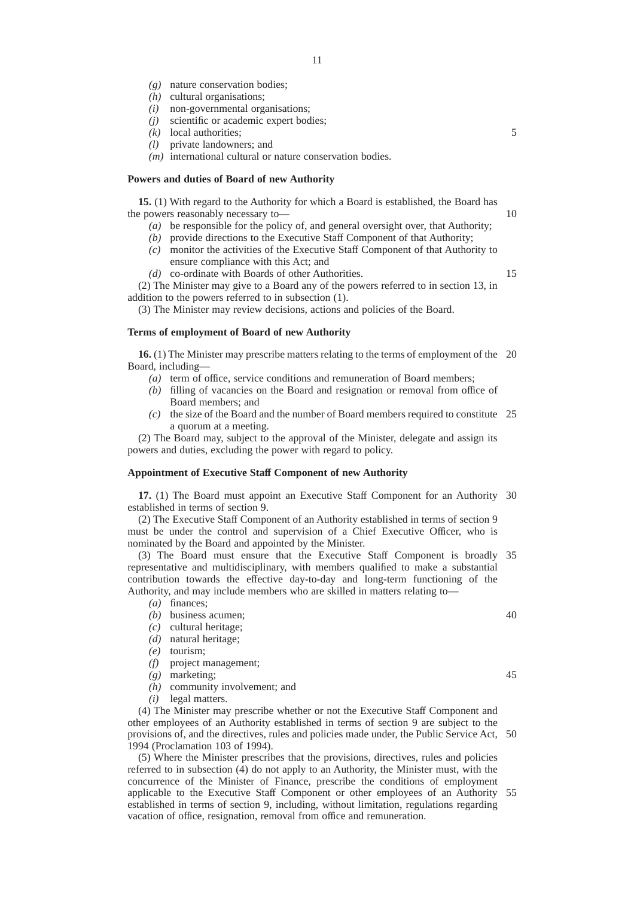*(g)* nature conservation bodies;
*(h)* cultural organisations;
*(i)* non-governmental organisations;
*(j)* scientific or academic expert bodies;
*(k)* local authorities;
*(l)* private landowners; and
*(m)* international cultural or nature conservation bodies.

**Powers and duties of Board of new Authority**

**15.** (1) With regard to the Authority for which a Board is established, the Board has the powers reasonably necessary to—

*(a)* be responsible for the policy of, and general oversight over, that Authority;
*(b)* provide directions to the Executive Staff Component of that Authority;
*(c)* monitor the activities of the Executive Staff Component of that Authority to ensure compliance with this Act; and
*(d)* co-ordinate with Boards of other Authorities.

(2) The Minister may give to a Board any of the powers referred to in section 13, in addition to the powers referred to in subsection (1).

(3) The Minister may review decisions, actions and policies of the Board.

**Terms of employment of Board of new Authority**

**16.** (1) The Minister may prescribe matters relating to the terms of employment of the Board, including—

*(a)* term of office, service conditions and remuneration of Board members;
*(b)* filling of vacancies on the Board and resignation or removal from office of Board members; and
*(c)* the size of the Board and the number of Board members required to constitute a quorum at a meeting.

(2) The Board may, subject to the approval of the Minister, delegate and assign its powers and duties, excluding the power with regard to policy.

**Appointment of Executive Staff Component of new Authority**

**17.** (1) The Board must appoint an Executive Staff Component for an Authority established in terms of section 9.

(2) The Executive Staff Component of an Authority established in terms of section 9 must be under the control and supervision of a Chief Executive Officer, who is nominated by the Board and appointed by the Minister.

(3) The Board must ensure that the Executive Staff Component is broadly representative and multidisciplinary, with members qualified to make a substantial contribution towards the effective day-to-day and long-term functioning of the Authority, and may include members who are skilled in matters relating to—

*(a)* finances;
*(b)* business acumen;
*(c)* cultural heritage;
*(d)* natural heritage;
*(e)* tourism;
*(f)* project management;
*(g)* marketing;
*(h)* community involvement; and
*(i)* legal matters.

(4) The Minister may prescribe whether or not the Executive Staff Component and other employees of an Authority established in terms of section 9 are subject to the provisions of, and the directives, rules and policies made under, the Public Service Act, 1994 (Proclamation 103 of 1994).

(5) Where the Minister prescribes that the provisions, directives, rules and policies referred to in subsection (4) do not apply to an Authority, the Minister must, with the concurrence of the Minister of Finance, prescribe the conditions of employment applicable to the Executive Staff Component or other employees of an Authority established in terms of section 9, including, without limitation, regulations regarding vacation of office, resignation, removal from office and remuneration.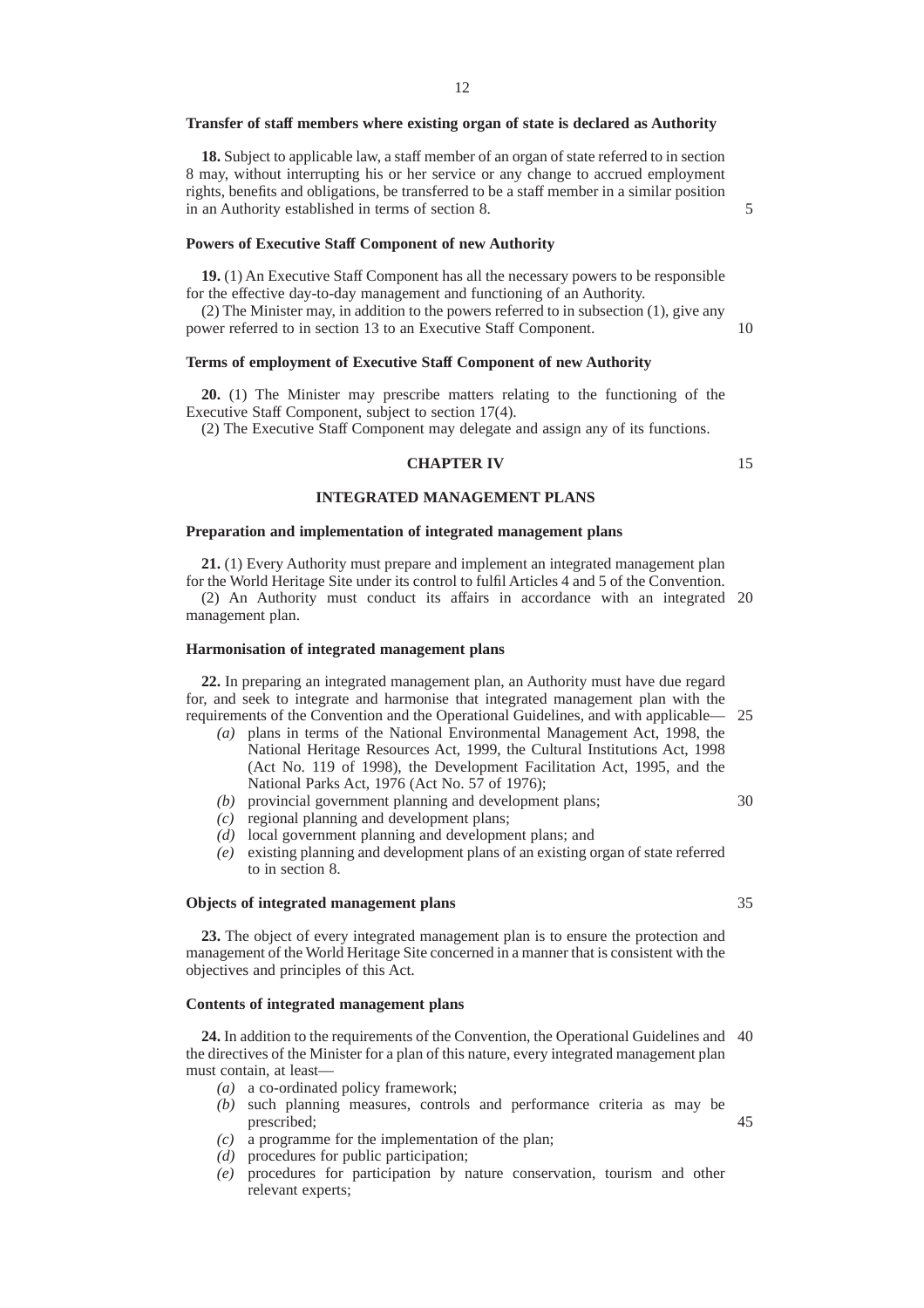**Transfer of staff members where existing organ of state is declared as Authority**

**18.** Subject to applicable law, a staff member of an organ of state referred to in section 8 may, without interrupting his or her service or any change to accrued employment rights, benefits and obligations, be transferred to be a staff member in a similar position in an Authority established in terms of section 8.

**Powers of Executive Staff Component of new Authority**

**19.** (1) An Executive Staff Component has all the necessary powers to be responsible for the effective day-to-day management and functioning of an Authority.

(2) The Minister may, in addition to the powers referred to in subsection (1), give any power referred to in section 13 to an Executive Staff Component.

**Terms of employment of Executive Staff Component of new Authority**

**20.** (1) The Minister may prescribe matters relating to the functioning of the Executive Staff Component, subject to section 17(4).

(2) The Executive Staff Component may delegate and assign any of its functions.

## CHAPTER IV

## INTEGRATED MANAGEMENT PLANS

**Preparation and implementation of integrated management plans**

**21.** (1) Every Authority must prepare and implement an integrated management plan for the World Heritage Site under its control to fulfil Articles 4 and 5 of the Convention.

(2) An Authority must conduct its affairs in accordance with an integrated management plan.

**Harmonisation of integrated management plans**

**22.** In preparing an integrated management plan, an Authority must have due regard for, and seek to integrate and harmonise that integrated management plan with the requirements of the Convention and the Operational Guidelines, and with applicable—

*(a)* plans in terms of the National Environmental Management Act, 1998, the National Heritage Resources Act, 1999, the Cultural Institutions Act, 1998 (Act No. 119 of 1998), the Development Facilitation Act, 1995, and the National Parks Act, 1976 (Act No. 57 of 1976);

*(b)* provincial government planning and development plans;

*(c)* regional planning and development plans;

*(d)* local government planning and development plans; and

*(e)* existing planning and development plans of an existing organ of state referred to in section 8.

**Objects of integrated management plans**

**23.** The object of every integrated management plan is to ensure the protection and management of the World Heritage Site concerned in a manner that is consistent with the objectives and principles of this Act.

**Contents of integrated management plans**

**24.** In addition to the requirements of the Convention, the Operational Guidelines and the directives of the Minister for a plan of this nature, every integrated management plan must contain, at least—

*(a)* a co-ordinated policy framework;

*(b)* such planning measures, controls and performance criteria as may be prescribed;

*(c)* a programme for the implementation of the plan;

*(d)* procedures for public participation;

*(e)* procedures for participation by nature conservation, tourism and other relevant experts;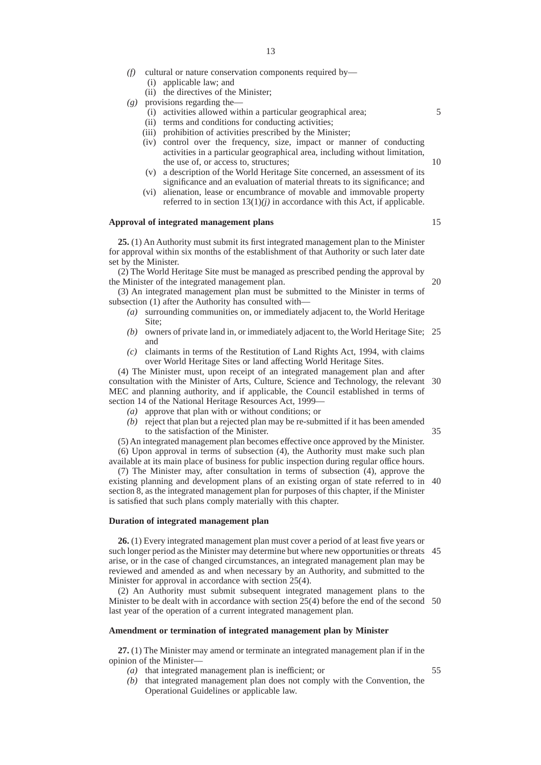*(f)* cultural or nature conservation components required by—
   (i) applicable law; and
   (ii) the directives of the Minister;

*(g)* provisions regarding the—
   (i) activities allowed within a particular geographical area;
   (ii) terms and conditions for conducting activities;
   (iii) prohibition of activities prescribed by the Minister;
   (iv) control over the frequency, size, impact or manner of conducting activities in a particular geographical area, including without limitation, the use of, or access to, structures;
   (v) a description of the World Heritage Site concerned, an assessment of its significance and an evaluation of material threats to its significance; and
   (vi) alienation, lease or encumbrance of movable and immovable property referred to in section 13(1)*(j)* in accordance with this Act, if applicable.

**Approval of integrated management plans**

**25.** (1) An Authority must submit its first integrated management plan to the Minister for approval within six months of the establishment of that Authority or such later date set by the Minister.

(2) The World Heritage Site must be managed as prescribed pending the approval by the Minister of the integrated management plan.

(3) An integrated management plan must be submitted to the Minister in terms of subsection (1) after the Authority has consulted with—

*(a)* surrounding communities on, or immediately adjacent to, the World Heritage Site;

*(b)* owners of private land in, or immediately adjacent to, the World Heritage Site; and

*(c)* claimants in terms of the Restitution of Land Rights Act, 1994, with claims over World Heritage Sites or land affecting World Heritage Sites.

(4) The Minister must, upon receipt of an integrated management plan and after consultation with the Minister of Arts, Culture, Science and Technology, the relevant MEC and planning authority, and if applicable, the Council established in terms of section 14 of the National Heritage Resources Act, 1999—

*(a)* approve that plan with or without conditions; or

*(b)* reject that plan but a rejected plan may be re-submitted if it has been amended to the satisfaction of the Minister.

(5) An integrated management plan becomes effective once approved by the Minister.

(6) Upon approval in terms of subsection (4), the Authority must make such plan available at its main place of business for public inspection during regular office hours.

(7) The Minister may, after consultation in terms of subsection (4), approve the existing planning and development plans of an existing organ of state referred to in section 8, as the integrated management plan for purposes of this chapter, if the Minister is satisfied that such plans comply materially with this chapter.

**Duration of integrated management plan**

**26.** (1) Every integrated management plan must cover a period of at least five years or such longer period as the Minister may determine but where new opportunities or threats arise, or in the case of changed circumstances, an integrated management plan may be reviewed and amended as and when necessary by an Authority, and submitted to the Minister for approval in accordance with section 25(4).

(2) An Authority must submit subsequent integrated management plans to the Minister to be dealt with in accordance with section 25(4) before the end of the second last year of the operation of a current integrated management plan.

**Amendment or termination of integrated management plan by Minister**

**27.** (1) The Minister may amend or terminate an integrated management plan if in the opinion of the Minister—

*(a)* that integrated management plan is inefficient; or

*(b)* that integrated management plan does not comply with the Convention, the Operational Guidelines or applicable law.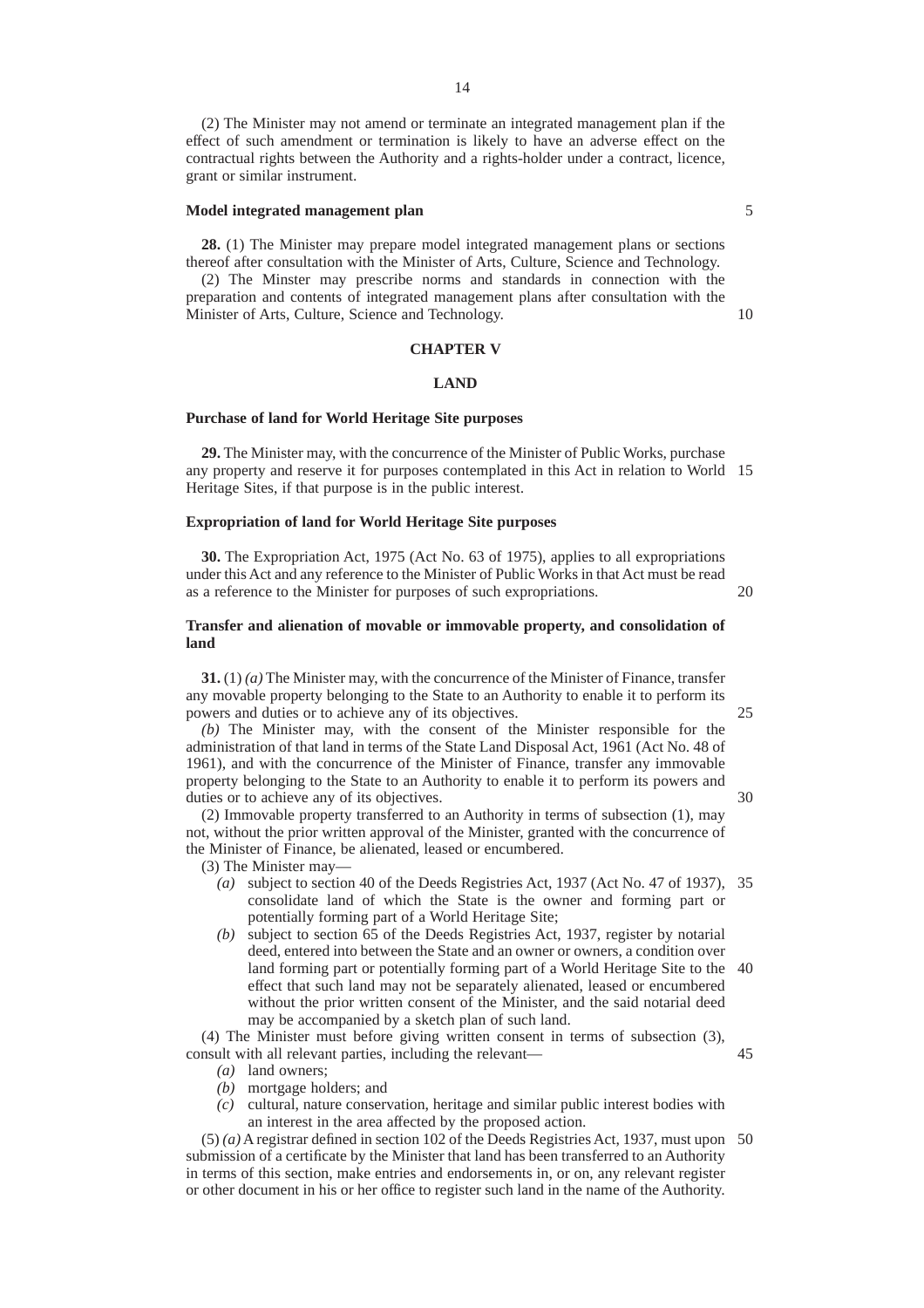(2) The Minister may not amend or terminate an integrated management plan if the effect of such amendment or termination is likely to have an adverse effect on the contractual rights between the Authority and a rights-holder under a contract, licence, grant or similar instrument.

**Model integrated management plan**

**28.** (1) The Minister may prepare model integrated management plans or sections thereof after consultation with the Minister of Arts, Culture, Science and Technology.

(2) The Minster may prescribe norms and standards in connection with the preparation and contents of integrated management plans after consultation with the Minister of Arts, Culture, Science and Technology.

## CHAPTER V

## LAND

**Purchase of land for World Heritage Site purposes**

**29.** The Minister may, with the concurrence of the Minister of Public Works, purchase any property and reserve it for purposes contemplated in this Act in relation to World Heritage Sites, if that purpose is in the public interest.

**Expropriation of land for World Heritage Site purposes**

**30.** The Expropriation Act, 1975 (Act No. 63 of 1975), applies to all expropriations under this Act and any reference to the Minister of Public Works in that Act must be read as a reference to the Minister for purposes of such expropriations.

**Transfer and alienation of movable or immovable property, and consolidation of land**

**31.** (1) *(a)* The Minister may, with the concurrence of the Minister of Finance, transfer any movable property belonging to the State to an Authority to enable it to perform its powers and duties or to achieve any of its objectives.

*(b)* The Minister may, with the consent of the Minister responsible for the administration of that land in terms of the State Land Disposal Act, 1961 (Act No. 48 of 1961), and with the concurrence of the Minister of Finance, transfer any immovable property belonging to the State to an Authority to enable it to perform its powers and duties or to achieve any of its objectives.

(2) Immovable property transferred to an Authority in terms of subsection (1), may not, without the prior written approval of the Minister, granted with the concurrence of the Minister of Finance, be alienated, leased or encumbered.

(3) The Minister may—

- *(a)* subject to section 40 of the Deeds Registries Act, 1937 (Act No. 47 of 1937), consolidate land of which the State is the owner and forming part or potentially forming part of a World Heritage Site;
- *(b)* subject to section 65 of the Deeds Registries Act, 1937, register by notarial deed, entered into between the State and an owner or owners, a condition over land forming part or potentially forming part of a World Heritage Site to the effect that such land may not be separately alienated, leased or encumbered without the prior written consent of the Minister, and the said notarial deed may be accompanied by a sketch plan of such land.

(4) The Minister must before giving written consent in terms of subsection (3), consult with all relevant parties, including the relevant—

- *(a)* land owners;
- *(b)* mortgage holders; and
- *(c)* cultural, nature conservation, heritage and similar public interest bodies with an interest in the area affected by the proposed action.

(5) *(a)* A registrar defined in section 102 of the Deeds Registries Act, 1937, must upon submission of a certificate by the Minister that land has been transferred to an Authority in terms of this section, make entries and endorsements in, or on, any relevant register or other document in his or her office to register such land in the name of the Authority.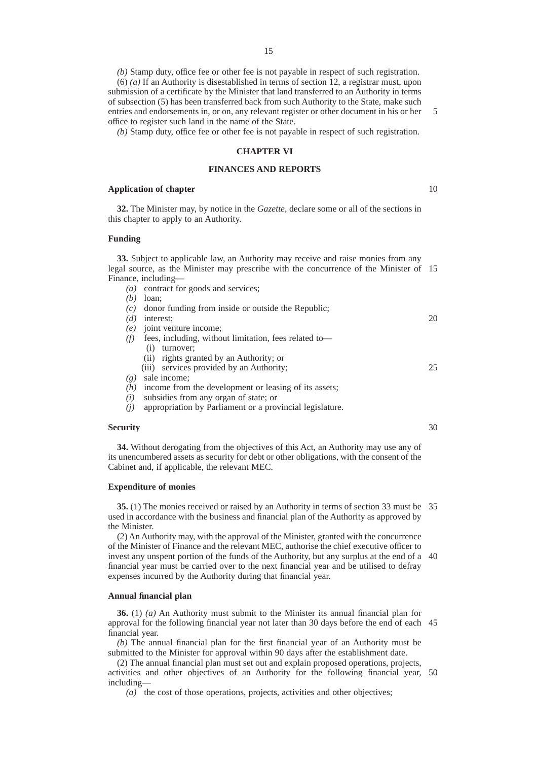*(b)* Stamp duty, office fee or other fee is not payable in respect of such registration.

(6) *(a)* If an Authority is disestablished in terms of section 12, a registrar must, upon submission of a certificate by the Minister that land transferred to an Authority in terms of subsection (5) has been transferred back from such Authority to the State, make such entries and endorsements in, or on, any relevant register or other document in his or her office to register such land in the name of the State.

*(b)* Stamp duty, office fee or other fee is not payable in respect of such registration.

## CHAPTER VI

## FINANCES AND REPORTS

### Application of chapter

**32.** The Minister may, by notice in the *Gazette*, declare some or all of the sections in this chapter to apply to an Authority.

### Funding

**33.** Subject to applicable law, an Authority may receive and raise monies from any legal source, as the Minister may prescribe with the concurrence of the Minister of Finance, including—

*(a)* contract for goods and services;
*(b)* loan;
*(c)* donor funding from inside or outside the Republic;
*(d)* interest;
*(e)* joint venture income;
*(f)* fees, including, without limitation, fees related to—
  (i) turnover;
  (ii) rights granted by an Authority; or
  (iii) services provided by an Authority;
*(g)* sale income;
*(h)* income from the development or leasing of its assets;
*(i)* subsidies from any organ of state; or
*(j)* appropriation by Parliament or a provincial legislature.

### Security

**34.** Without derogating from the objectives of this Act, an Authority may use any of its unencumbered assets as security for debt or other obligations, with the consent of the Cabinet and, if applicable, the relevant MEC.

### Expenditure of monies

**35.** (1) The monies received or raised by an Authority in terms of section 33 must be used in accordance with the business and financial plan of the Authority as approved by the Minister.

(2) An Authority may, with the approval of the Minister, granted with the concurrence of the Minister of Finance and the relevant MEC, authorise the chief executive officer to invest any unspent portion of the funds of the Authority, but any surplus at the end of a financial year must be carried over to the next financial year and be utilised to defray expenses incurred by the Authority during that financial year.

### Annual financial plan

**36.** (1) *(a)* An Authority must submit to the Minister its annual financial plan for approval for the following financial year not later than 30 days before the end of each financial year.

*(b)* The annual financial plan for the first financial year of an Authority must be submitted to the Minister for approval within 90 days after the establishment date.

(2) The annual financial plan must set out and explain proposed operations, projects, activities and other objectives of an Authority for the following financial year, including—

*(a)* the cost of those operations, projects, activities and other objectives;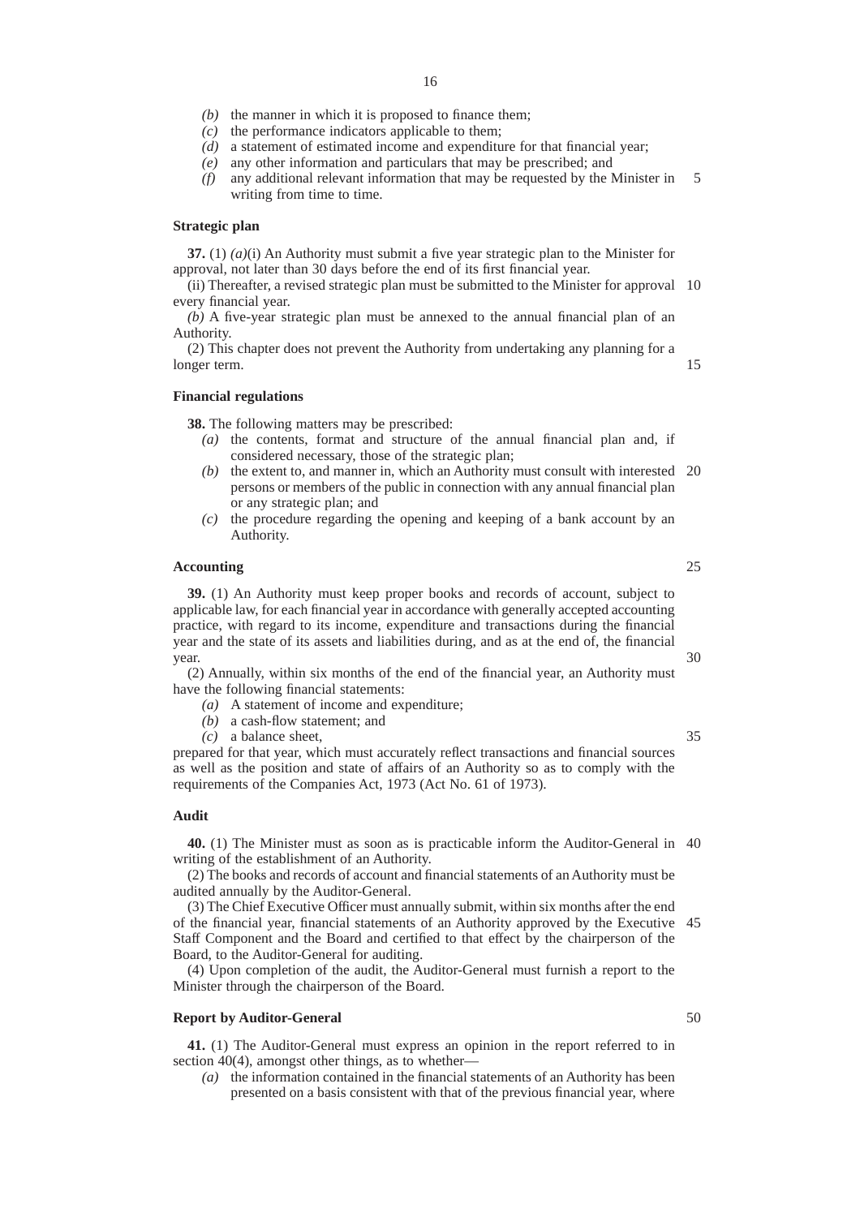- *(b)* the manner in which it is proposed to finance them;
- *(c)* the performance indicators applicable to them;
- *(d)* a statement of estimated income and expenditure for that financial year;
- *(e)* any other information and particulars that may be prescribed; and
- *(f)* any additional relevant information that may be requested by the Minister in writing from time to time.

**Strategic plan**

**37.** (1) *(a)*(i) An Authority must submit a five year strategic plan to the Minister for approval, not later than 30 days before the end of its first financial year.

(ii) Thereafter, a revised strategic plan must be submitted to the Minister for approval every financial year.

*(b)* A five-year strategic plan must be annexed to the annual financial plan of an Authority.

(2) This chapter does not prevent the Authority from undertaking any planning for a longer term.

**Financial regulations**

**38.** The following matters may be prescribed:

- *(a)* the contents, format and structure of the annual financial plan and, if considered necessary, those of the strategic plan;
- *(b)* the extent to, and manner in, which an Authority must consult with interested persons or members of the public in connection with any annual financial plan or any strategic plan; and
- *(c)* the procedure regarding the opening and keeping of a bank account by an Authority.

**Accounting**

**39.** (1) An Authority must keep proper books and records of account, subject to applicable law, for each financial year in accordance with generally accepted accounting practice, with regard to its income, expenditure and transactions during the financial year and the state of its assets and liabilities during, and as at the end of, the financial year.

(2) Annually, within six months of the end of the financial year, an Authority must have the following financial statements:

- *(a)* A statement of income and expenditure;
- *(b)* a cash-flow statement; and
- *(c)* a balance sheet,

prepared for that year, which must accurately reflect transactions and financial sources as well as the position and state of affairs of an Authority so as to comply with the requirements of the Companies Act, 1973 (Act No. 61 of 1973).

**Audit**

**40.** (1) The Minister must as soon as is practicable inform the Auditor-General in writing of the establishment of an Authority.

(2) The books and records of account and financial statements of an Authority must be audited annually by the Auditor-General.

(3) The Chief Executive Officer must annually submit, within six months after the end of the financial year, financial statements of an Authority approved by the Executive Staff Component and the Board and certified to that effect by the chairperson of the Board, to the Auditor-General for auditing.

(4) Upon completion of the audit, the Auditor-General must furnish a report to the Minister through the chairperson of the Board.

**Report by Auditor-General**

**41.** (1) The Auditor-General must express an opinion in the report referred to in section 40(4), amongst other things, as to whether—

- *(a)* the information contained in the financial statements of an Authority has been presented on a basis consistent with that of the previous financial year, where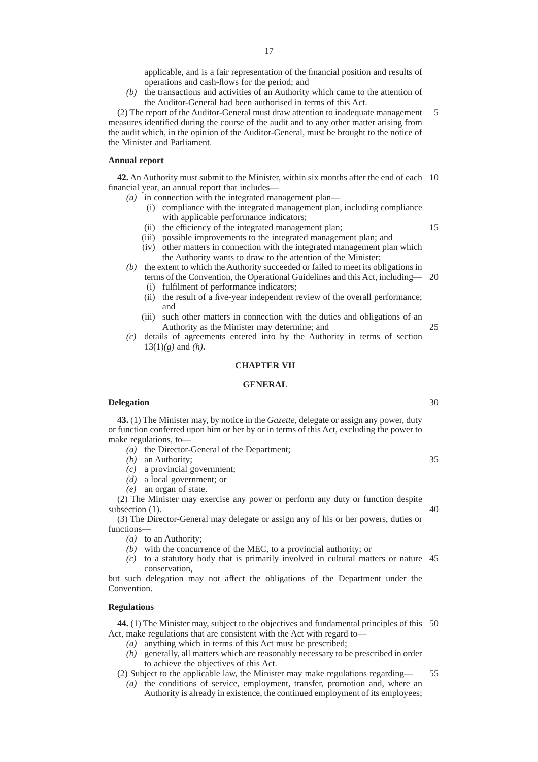applicable, and is a fair representation of the financial position and results of operations and cash-flows for the period; and

*(b)* the transactions and activities of an Authority which came to the attention of the Auditor-General had been authorised in terms of this Act.

(2) The report of the Auditor-General must draw attention to inadequate management measures identified during the course of the audit and to any other matter arising from the audit which, in the opinion of the Auditor-General, must be brought to the notice of the Minister and Parliament.

**Annual report**

**42.** An Authority must submit to the Minister, within six months after the end of each financial year, an annual report that includes—

*(a)* in connection with the integrated management plan—
  (i) compliance with the integrated management plan, including compliance with applicable performance indicators;
  (ii) the efficiency of the integrated management plan;
  (iii) possible improvements to the integrated management plan; and
  (iv) other matters in connection with the integrated management plan which the Authority wants to draw to the attention of the Minister;

*(b)* the extent to which the Authority succeeded or failed to meet its obligations in terms of the Convention, the Operational Guidelines and this Act, including—
  (i) fulfilment of performance indicators;
  (ii) the result of a five-year independent review of the overall performance; and
  (iii) such other matters in connection with the duties and obligations of an Authority as the Minister may determine; and

*(c)* details of agreements entered into by the Authority in terms of section 13(1)*(g)* and *(h)*.

## CHAPTER VII

## GENERAL

**Delegation**

**43.** (1) The Minister may, by notice in the *Gazette*, delegate or assign any power, duty or function conferred upon him or her by or in terms of this Act, excluding the power to make regulations, to—

*(a)* the Director-General of the Department;
*(b)* an Authority;
*(c)* a provincial government;
*(d)* a local government; or
*(e)* an organ of state.

(2) The Minister may exercise any power or perform any duty or function despite subsection (1).

(3) The Director-General may delegate or assign any of his or her powers, duties or functions—

*(a)* to an Authority;
*(b)* with the concurrence of the MEC, to a provincial authority; or
*(c)* to a statutory body that is primarily involved in cultural matters or nature conservation,

but such delegation may not affect the obligations of the Department under the Convention.

**Regulations**

**44.** (1) The Minister may, subject to the objectives and fundamental principles of this Act, make regulations that are consistent with the Act with regard to—

*(a)* anything which in terms of this Act must be prescribed;
*(b)* generally, all matters which are reasonably necessary to be prescribed in order to achieve the objectives of this Act.

(2) Subject to the applicable law, the Minister may make regulations regarding—

*(a)* the conditions of service, employment, transfer, promotion and, where an Authority is already in existence, the continued employment of its employees;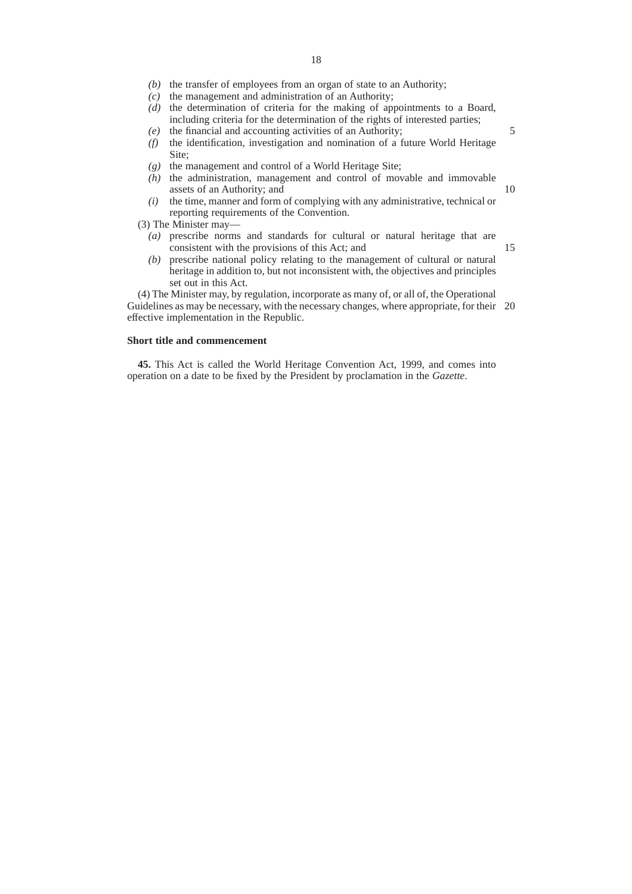*(b)* the transfer of employees from an organ of state to an Authority;

*(c)* the management and administration of an Authority;

*(d)* the determination of criteria for the making of appointments to a Board, including criteria for the determination of the rights of interested parties;

*(e)* the financial and accounting activities of an Authority;

*(f)* the identification, investigation and nomination of a future World Heritage Site;

*(g)* the management and control of a World Heritage Site;

*(h)* the administration, management and control of movable and immovable assets of an Authority; and

*(i)* the time, manner and form of complying with any administrative, technical or reporting requirements of the Convention.

(3) The Minister may—

*(a)* prescribe norms and standards for cultural or natural heritage that are consistent with the provisions of this Act; and

*(b)* prescribe national policy relating to the management of cultural or natural heritage in addition to, but not inconsistent with, the objectives and principles set out in this Act.

(4) The Minister may, by regulation, incorporate as many of, or all of, the Operational Guidelines as may be necessary, with the necessary changes, where appropriate, for their effective implementation in the Republic.

**Short title and commencement**

**45.** This Act is called the World Heritage Convention Act, 1999, and comes into operation on a date to be fixed by the President by proclamation in the *Gazette*.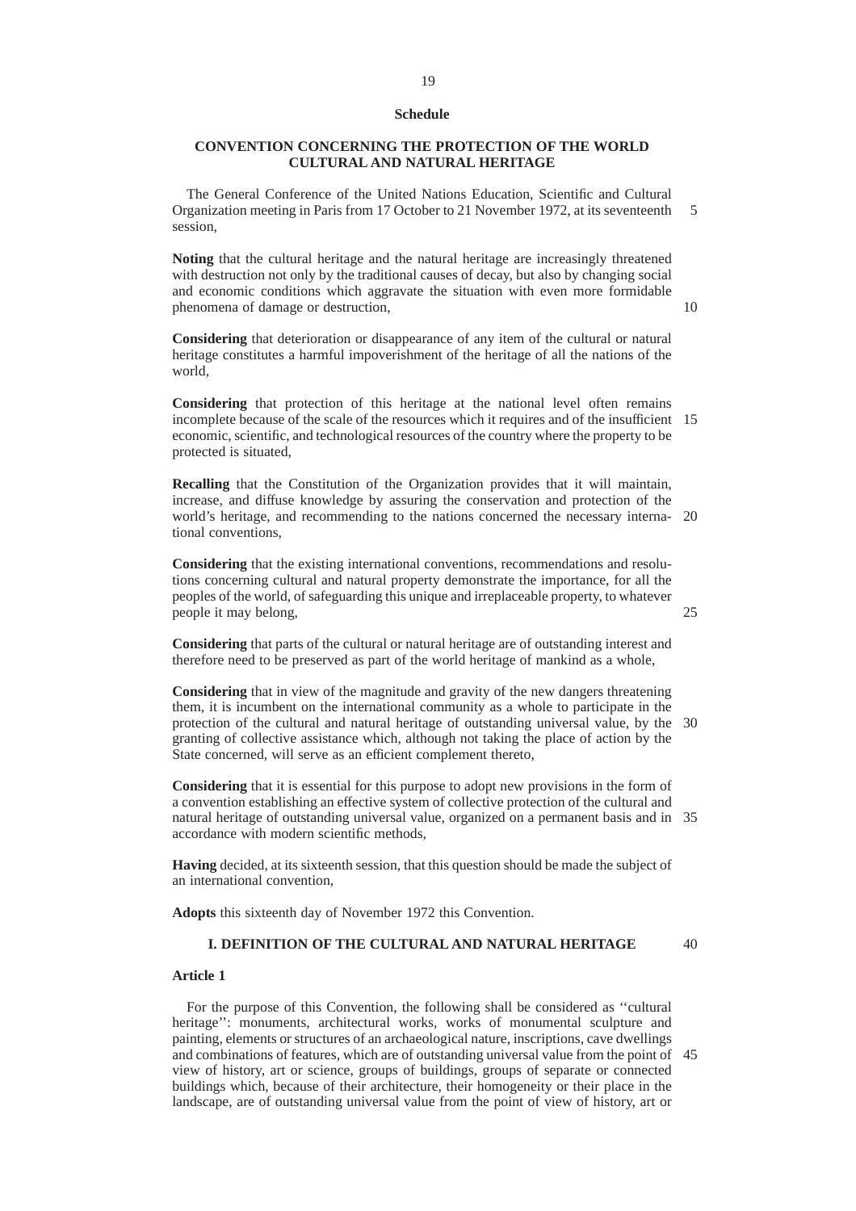## Schedule

## CONVENTION CONCERNING THE PROTECTION OF THE WORLD CULTURAL AND NATURAL HERITAGE

The General Conference of the United Nations Education, Scientific and Cultural Organization meeting in Paris from 17 October to 21 November 1972, at its seventeenth session,

**Noting** that the cultural heritage and the natural heritage are increasingly threatened with destruction not only by the traditional causes of decay, but also by changing social and economic conditions which aggravate the situation with even more formidable phenomena of damage or destruction,

**Considering** that deterioration or disappearance of any item of the cultural or natural heritage constitutes a harmful impoverishment of the heritage of all the nations of the world,

**Considering** that protection of this heritage at the national level often remains incomplete because of the scale of the resources which it requires and of the insufficient economic, scientific, and technological resources of the country where the property to be protected is situated,

**Recalling** that the Constitution of the Organization provides that it will maintain, increase, and diffuse knowledge by assuring the conservation and protection of the world's heritage, and recommending to the nations concerned the necessary international conventions,

**Considering** that the existing international conventions, recommendations and resolutions concerning cultural and natural property demonstrate the importance, for all the peoples of the world, of safeguarding this unique and irreplaceable property, to whatever people it may belong,

**Considering** that parts of the cultural or natural heritage are of outstanding interest and therefore need to be preserved as part of the world heritage of mankind as a whole,

**Considering** that in view of the magnitude and gravity of the new dangers threatening them, it is incumbent on the international community as a whole to participate in the protection of the cultural and natural heritage of outstanding universal value, by the granting of collective assistance which, although not taking the place of action by the State concerned, will serve as an efficient complement thereto,

**Considering** that it is essential for this purpose to adopt new provisions in the form of a convention establishing an effective system of collective protection of the cultural and natural heritage of outstanding universal value, organized on a permanent basis and in accordance with modern scientific methods,

**Having** decided, at its sixteenth session, that this question should be made the subject of an international convention,

**Adopts** this sixteenth day of November 1972 this Convention.

### I. DEFINITION OF THE CULTURAL AND NATURAL HERITAGE

**Article 1**

For the purpose of this Convention, the following shall be considered as ''cultural heritage'': monuments, architectural works, works of monumental sculpture and painting, elements or structures of an archaeological nature, inscriptions, cave dwellings and combinations of features, which are of outstanding universal value from the point of view of history, art or science, groups of buildings, groups of separate or connected buildings which, because of their architecture, their homogeneity or their place in the landscape, are of outstanding universal value from the point of view of history, art or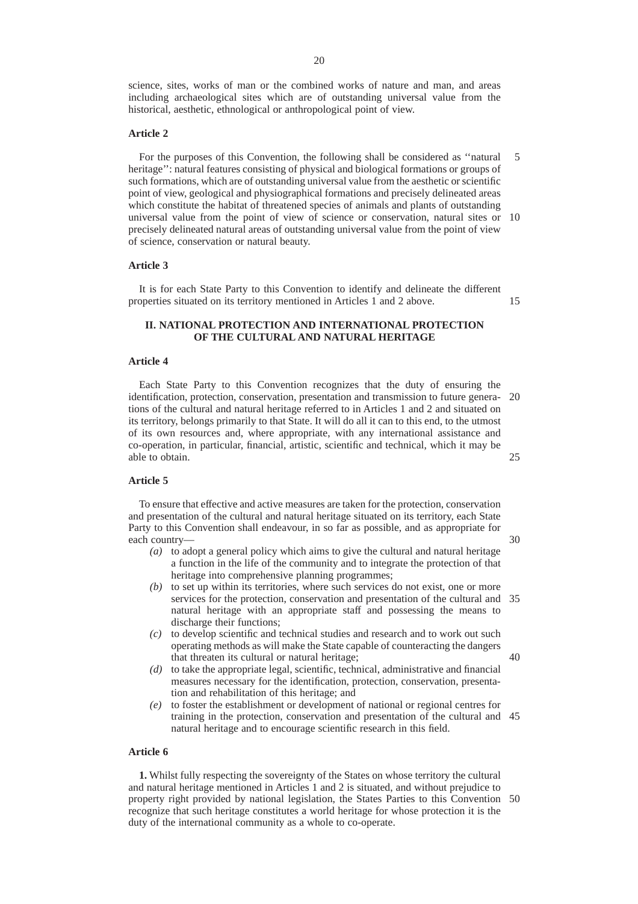science, sites, works of man or the combined works of nature and man, and areas including archaeological sites which are of outstanding universal value from the historical, aesthetic, ethnological or anthropological point of view.

**Article 2**

For the purposes of this Convention, the following shall be considered as ''natural heritage'': natural features consisting of physical and biological formations or groups of such formations, which are of outstanding universal value from the aesthetic or scientific point of view, geological and physiographical formations and precisely delineated areas which constitute the habitat of threatened species of animals and plants of outstanding universal value from the point of view of science or conservation, natural sites or precisely delineated natural areas of outstanding universal value from the point of view of science, conservation or natural beauty.

**Article 3**

It is for each State Party to this Convention to identify and delineate the different properties situated on its territory mentioned in Articles 1 and 2 above.

## II. NATIONAL PROTECTION AND INTERNATIONAL PROTECTION OF THE CULTURAL AND NATURAL HERITAGE

**Article 4**

Each State Party to this Convention recognizes that the duty of ensuring the identification, protection, conservation, presentation and transmission to future generations of the cultural and natural heritage referred to in Articles 1 and 2 and situated on its territory, belongs primarily to that State. It will do all it can to this end, to the utmost of its own resources and, where appropriate, with any international assistance and co-operation, in particular, financial, artistic, scientific and technical, which it may be able to obtain.

**Article 5**

To ensure that effective and active measures are taken for the protection, conservation and presentation of the cultural and natural heritage situated on its territory, each State Party to this Convention shall endeavour, in so far as possible, and as appropriate for each country—

- *(a)* to adopt a general policy which aims to give the cultural and natural heritage a function in the life of the community and to integrate the protection of that heritage into comprehensive planning programmes;
- *(b)* to set up within its territories, where such services do not exist, one or more services for the protection, conservation and presentation of the cultural and natural heritage with an appropriate staff and possessing the means to discharge their functions;
- *(c)* to develop scientific and technical studies and research and to work out such operating methods as will make the State capable of counteracting the dangers that threaten its cultural or natural heritage;
- *(d)* to take the appropriate legal, scientific, technical, administrative and financial measures necessary for the identification, protection, conservation, presentation and rehabilitation of this heritage; and
- *(e)* to foster the establishment or development of national or regional centres for training in the protection, conservation and presentation of the cultural and natural heritage and to encourage scientific research in this field.

**Article 6**

**1.** Whilst fully respecting the sovereignty of the States on whose territory the cultural and natural heritage mentioned in Articles 1 and 2 is situated, and without prejudice to property right provided by national legislation, the States Parties to this Convention recognize that such heritage constitutes a world heritage for whose protection it is the duty of the international community as a whole to co-operate.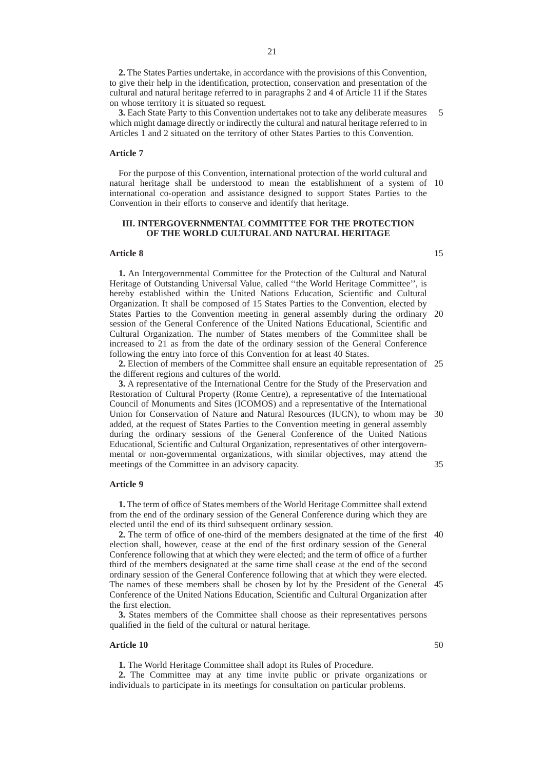**2.** The States Parties undertake, in accordance with the provisions of this Convention, to give their help in the identification, protection, conservation and presentation of the cultural and natural heritage referred to in paragraphs 2 and 4 of Article 11 if the States on whose territory it is situated so request.

**3.** Each State Party to this Convention undertakes not to take any deliberate measures which might damage directly or indirectly the cultural and natural heritage referred to in Articles 1 and 2 situated on the territory of other States Parties to this Convention.

#### Article 7

For the purpose of this Convention, international protection of the world cultural and natural heritage shall be understood to mean the establishment of a system of international co-operation and assistance designed to support States Parties to the Convention in their efforts to conserve and identify that heritage.

### III. INTERGOVERNMENTAL COMMITTEE FOR THE PROTECTION OF THE WORLD CULTURAL AND NATURAL HERITAGE

#### Article 8

**1.** An Intergovernmental Committee for the Protection of the Cultural and Natural Heritage of Outstanding Universal Value, called ''the World Heritage Committee'', is hereby established within the United Nations Education, Scientific and Cultural Organization. It shall be composed of 15 States Parties to the Convention, elected by States Parties to the Convention meeting in general assembly during the ordinary session of the General Conference of the United Nations Educational, Scientific and Cultural Organization. The number of States members of the Committee shall be increased to 21 as from the date of the ordinary session of the General Conference following the entry into force of this Convention for at least 40 States.

**2.** Election of members of the Committee shall ensure an equitable representation of the different regions and cultures of the world.

**3.** A representative of the International Centre for the Study of the Preservation and Restoration of Cultural Property (Rome Centre), a representative of the International Council of Monuments and Sites (ICOMOS) and a representative of the International Union for Conservation of Nature and Natural Resources (IUCN), to whom may be added, at the request of States Parties to the Convention meeting in general assembly during the ordinary sessions of the General Conference of the United Nations Educational, Scientific and Cultural Organization, representatives of other intergovernmental or non-governmental organizations, with similar objectives, may attend the meetings of the Committee in an advisory capacity.

#### Article 9

**1.** The term of office of States members of the World Heritage Committee shall extend from the end of the ordinary session of the General Conference during which they are elected until the end of its third subsequent ordinary session.

**2.** The term of office of one-third of the members designated at the time of the first election shall, however, cease at the end of the first ordinary session of the General Conference following that at which they were elected; and the term of office of a further third of the members designated at the same time shall cease at the end of the second ordinary session of the General Conference following that at which they were elected. The names of these members shall be chosen by lot by the President of the General Conference of the United Nations Education, Scientific and Cultural Organization after the first election.

**3.** States members of the Committee shall choose as their representatives persons qualified in the field of the cultural or natural heritage.

#### Article 10

**1.** The World Heritage Committee shall adopt its Rules of Procedure.

**2.** The Committee may at any time invite public or private organizations or individuals to participate in its meetings for consultation on particular problems.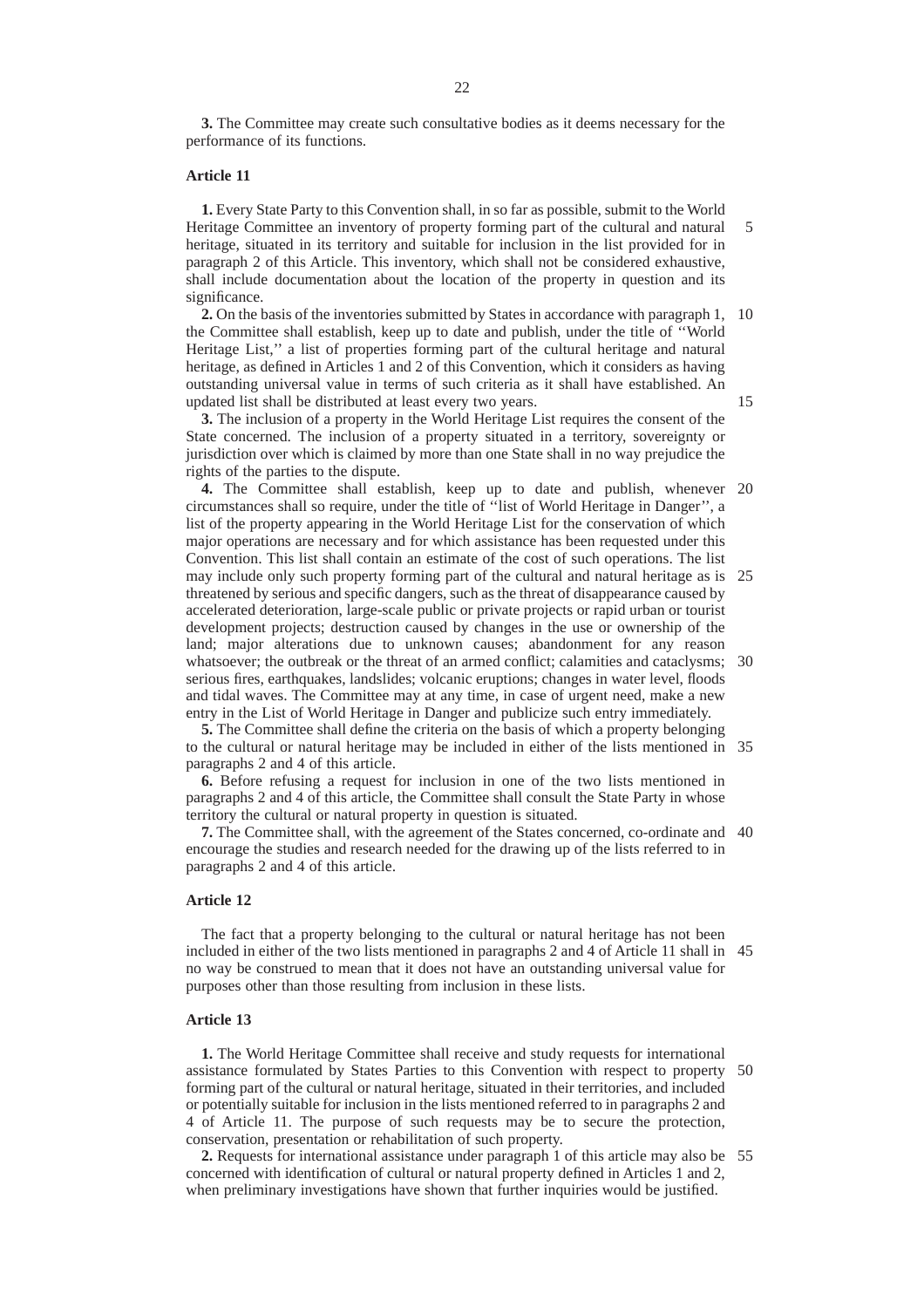**3.** The Committee may create such consultative bodies as it deems necessary for the performance of its functions.

### Article 11

**1.** Every State Party to this Convention shall, in so far as possible, submit to the World Heritage Committee an inventory of property forming part of the cultural and natural heritage, situated in its territory and suitable for inclusion in the list provided for in paragraph 2 of this Article. This inventory, which shall not be considered exhaustive, shall include documentation about the location of the property in question and its significance.

**2.** On the basis of the inventories submitted by States in accordance with paragraph 1, the Committee shall establish, keep up to date and publish, under the title of ''World Heritage List,'' a list of properties forming part of the cultural heritage and natural heritage, as defined in Articles 1 and 2 of this Convention, which it considers as having outstanding universal value in terms of such criteria as it shall have established. An updated list shall be distributed at least every two years.

**3.** The inclusion of a property in the World Heritage List requires the consent of the State concerned. The inclusion of a property situated in a territory, sovereignty or jurisdiction over which is claimed by more than one State shall in no way prejudice the rights of the parties to the dispute.

**4.** The Committee shall establish, keep up to date and publish, whenever circumstances shall so require, under the title of ''list of World Heritage in Danger'', a list of the property appearing in the World Heritage List for the conservation of which major operations are necessary and for which assistance has been requested under this Convention. This list shall contain an estimate of the cost of such operations. The list may include only such property forming part of the cultural and natural heritage as is threatened by serious and specific dangers, such as the threat of disappearance caused by accelerated deterioration, large-scale public or private projects or rapid urban or tourist development projects; destruction caused by changes in the use or ownership of the land; major alterations due to unknown causes; abandonment for any reason whatsoever; the outbreak or the threat of an armed conflict; calamities and cataclysms; serious fires, earthquakes, landslides; volcanic eruptions; changes in water level, floods and tidal waves. The Committee may at any time, in case of urgent need, make a new entry in the List of World Heritage in Danger and publicize such entry immediately.

**5.** The Committee shall define the criteria on the basis of which a property belonging to the cultural or natural heritage may be included in either of the lists mentioned in paragraphs 2 and 4 of this article.

**6.** Before refusing a request for inclusion in one of the two lists mentioned in paragraphs 2 and 4 of this article, the Committee shall consult the State Party in whose territory the cultural or natural property in question is situated.

**7.** The Committee shall, with the agreement of the States concerned, co-ordinate and encourage the studies and research needed for the drawing up of the lists referred to in paragraphs 2 and 4 of this article.

### Article 12

The fact that a property belonging to the cultural or natural heritage has not been included in either of the two lists mentioned in paragraphs 2 and 4 of Article 11 shall in no way be construed to mean that it does not have an outstanding universal value for purposes other than those resulting from inclusion in these lists.

### Article 13

**1.** The World Heritage Committee shall receive and study requests for international assistance formulated by States Parties to this Convention with respect to property forming part of the cultural or natural heritage, situated in their territories, and included or potentially suitable for inclusion in the lists mentioned referred to in paragraphs 2 and 4 of Article 11. The purpose of such requests may be to secure the protection, conservation, presentation or rehabilitation of such property.

**2.** Requests for international assistance under paragraph 1 of this article may also be concerned with identification of cultural or natural property defined in Articles 1 and 2, when preliminary investigations have shown that further inquiries would be justified.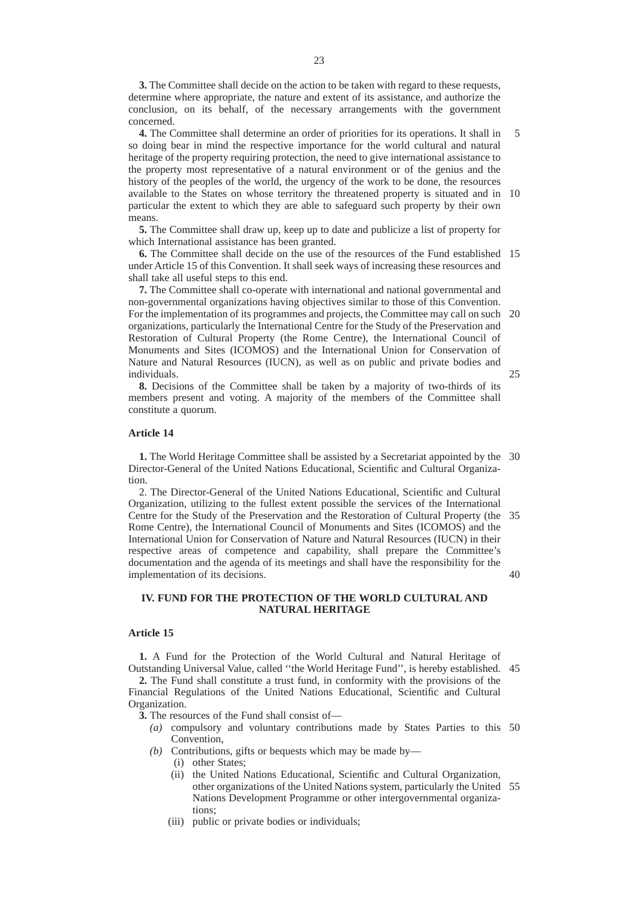**3.** The Committee shall decide on the action to be taken with regard to these requests, determine where appropriate, the nature and extent of its assistance, and authorize the conclusion, on its behalf, of the necessary arrangements with the government concerned.

**4.** The Committee shall determine an order of priorities for its operations. It shall in so doing bear in mind the respective importance for the world cultural and natural heritage of the property requiring protection, the need to give international assistance to the property most representative of a natural environment or of the genius and the history of the peoples of the world, the urgency of the work to be done, the resources available to the States on whose territory the threatened property is situated and in particular the extent to which they are able to safeguard such property by their own means.

**5.** The Committee shall draw up, keep up to date and publicize a list of property for which International assistance has been granted.

**6.** The Committee shall decide on the use of the resources of the Fund established under Article 15 of this Convention. It shall seek ways of increasing these resources and shall take all useful steps to this end.

**7.** The Committee shall co-operate with international and national governmental and non-governmental organizations having objectives similar to those of this Convention. For the implementation of its programmes and projects, the Committee may call on such organizations, particularly the International Centre for the Study of the Preservation and Restoration of Cultural Property (the Rome Centre), the International Council of Monuments and Sites (ICOMOS) and the International Union for Conservation of Nature and Natural Resources (IUCN), as well as on public and private bodies and individuals.

**8.** Decisions of the Committee shall be taken by a majority of two-thirds of its members present and voting. A majority of the members of the Committee shall constitute a quorum.

### Article 14

**1.** The World Heritage Committee shall be assisted by a Secretariat appointed by the Director-General of the United Nations Educational, Scientific and Cultural Organization.

2. The Director-General of the United Nations Educational, Scientific and Cultural Organization, utilizing to the fullest extent possible the services of the International Centre for the Study of the Preservation and the Restoration of Cultural Property (the Rome Centre), the International Council of Monuments and Sites (ICOMOS) and the International Union for Conservation of Nature and Natural Resources (IUCN) in their respective areas of competence and capability, shall prepare the Committee's documentation and the agenda of its meetings and shall have the responsibility for the implementation of its decisions.

## IV. FUND FOR THE PROTECTION OF THE WORLD CULTURAL AND NATURAL HERITAGE

### Article 15

**1.** A Fund for the Protection of the World Cultural and Natural Heritage of Outstanding Universal Value, called ''the World Heritage Fund'', is hereby established.

**2.** The Fund shall constitute a trust fund, in conformity with the provisions of the Financial Regulations of the United Nations Educational, Scientific and Cultural Organization.

**3.** The resources of the Fund shall consist of—

- *(a)* compulsory and voluntary contributions made by States Parties to this Convention,
- *(b)* Contributions, gifts or bequests which may be made by—
  - (i) other States;
  - (ii) the United Nations Educational, Scientific and Cultural Organization, other organizations of the United Nations system, particularly the United Nations Development Programme or other intergovernmental organizations;
  - (iii) public or private bodies or individuals;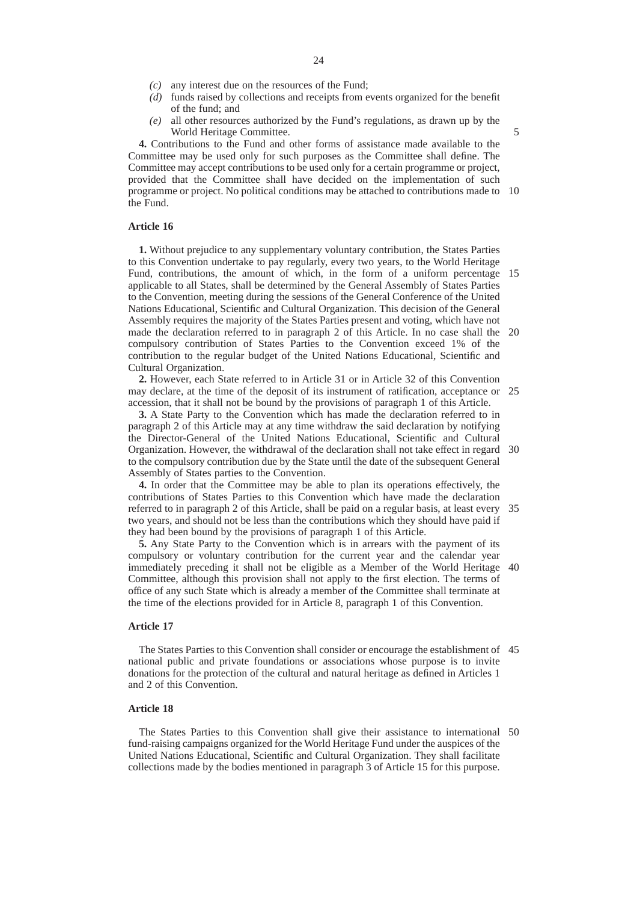- *(c)* any interest due on the resources of the Fund;
- *(d)* funds raised by collections and receipts from events organized for the benefit of the fund; and
- *(e)* all other resources authorized by the Fund's regulations, as drawn up by the World Heritage Committee.

**4.** Contributions to the Fund and other forms of assistance made available to the Committee may be used only for such purposes as the Committee shall define. The Committee may accept contributions to be used only for a certain programme or project, provided that the Committee shall have decided on the implementation of such programme or project. No political conditions may be attached to contributions made to the Fund.

### Article 16

**1.** Without prejudice to any supplementary voluntary contribution, the States Parties to this Convention undertake to pay regularly, every two years, to the World Heritage Fund, contributions, the amount of which, in the form of a uniform percentage applicable to all States, shall be determined by the General Assembly of States Parties to the Convention, meeting during the sessions of the General Conference of the United Nations Educational, Scientific and Cultural Organization. This decision of the General Assembly requires the majority of the States Parties present and voting, which have not made the declaration referred to in paragraph 2 of this Article. In no case shall the compulsory contribution of States Parties to the Convention exceed 1% of the contribution to the regular budget of the United Nations Educational, Scientific and Cultural Organization.

**2.** However, each State referred to in Article 31 or in Article 32 of this Convention may declare, at the time of the deposit of its instrument of ratification, acceptance or accession, that it shall not be bound by the provisions of paragraph 1 of this Article.

**3.** A State Party to the Convention which has made the declaration referred to in paragraph 2 of this Article may at any time withdraw the said declaration by notifying the Director-General of the United Nations Educational, Scientific and Cultural Organization. However, the withdrawal of the declaration shall not take effect in regard to the compulsory contribution due by the State until the date of the subsequent General Assembly of States parties to the Convention.

**4.** In order that the Committee may be able to plan its operations effectively, the contributions of States Parties to this Convention which have made the declaration referred to in paragraph 2 of this Article, shall be paid on a regular basis, at least every two years, and should not be less than the contributions which they should have paid if they had been bound by the provisions of paragraph 1 of this Article.

**5.** Any State Party to the Convention which is in arrears with the payment of its compulsory or voluntary contribution for the current year and the calendar year immediately preceding it shall not be eligible as a Member of the World Heritage Committee, although this provision shall not apply to the first election. The terms of office of any such State which is already a member of the Committee shall terminate at the time of the elections provided for in Article 8, paragraph 1 of this Convention.

### Article 17

The States Parties to this Convention shall consider or encourage the establishment of national public and private foundations or associations whose purpose is to invite donations for the protection of the cultural and natural heritage as defined in Articles 1 and 2 of this Convention.

### Article 18

The States Parties to this Convention shall give their assistance to international fund-raising campaigns organized for the World Heritage Fund under the auspices of the United Nations Educational, Scientific and Cultural Organization. They shall facilitate collections made by the bodies mentioned in paragraph 3 of Article 15 for this purpose.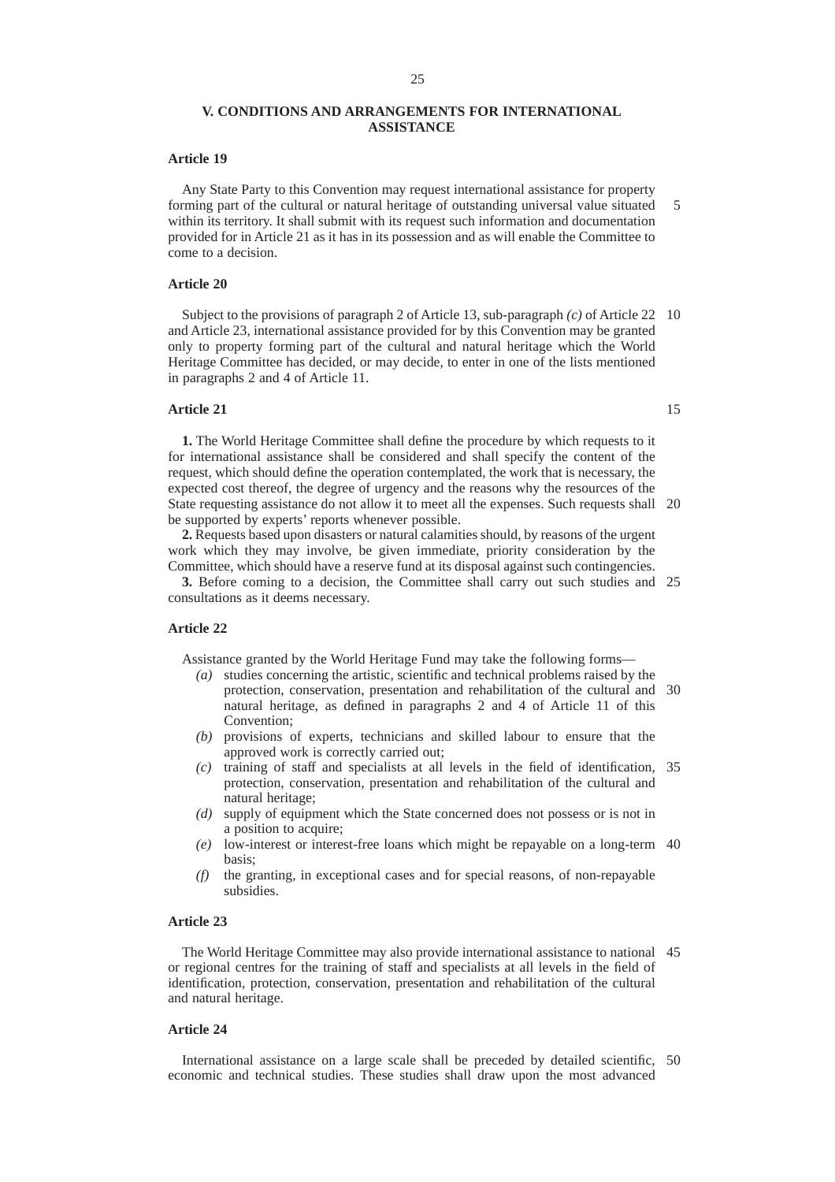## V. CONDITIONS AND ARRANGEMENTS FOR INTERNATIONAL ASSISTANCE

### Article 19

Any State Party to this Convention may request international assistance for property forming part of the cultural or natural heritage of outstanding universal value situated within its territory. It shall submit with its request such information and documentation provided for in Article 21 as it has in its possession and as will enable the Committee to come to a decision.

### Article 20

Subject to the provisions of paragraph 2 of Article 13, sub-paragraph *(c)* of Article 22 and Article 23, international assistance provided for by this Convention may be granted only to property forming part of the cultural and natural heritage which the World Heritage Committee has decided, or may decide, to enter in one of the lists mentioned in paragraphs 2 and 4 of Article 11.

### Article 21

**1.** The World Heritage Committee shall define the procedure by which requests to it for international assistance shall be considered and shall specify the content of the request, which should define the operation contemplated, the work that is necessary, the expected cost thereof, the degree of urgency and the reasons why the resources of the State requesting assistance do not allow it to meet all the expenses. Such requests shall be supported by experts' reports whenever possible.

**2.** Requests based upon disasters or natural calamities should, by reasons of the urgent work which they may involve, be given immediate, priority consideration by the Committee, which should have a reserve fund at its disposal against such contingencies.

**3.** Before coming to a decision, the Committee shall carry out such studies and consultations as it deems necessary.

### Article 22

Assistance granted by the World Heritage Fund may take the following forms—

- *(a)* studies concerning the artistic, scientific and technical problems raised by the protection, conservation, presentation and rehabilitation of the cultural and natural heritage, as defined in paragraphs 2 and 4 of Article 11 of this Convention;
- *(b)* provisions of experts, technicians and skilled labour to ensure that the approved work is correctly carried out;
- *(c)* training of staff and specialists at all levels in the field of identification, protection, conservation, presentation and rehabilitation of the cultural and natural heritage;
- *(d)* supply of equipment which the State concerned does not possess or is not in a position to acquire;
- *(e)* low-interest or interest-free loans which might be repayable on a long-term basis;
- *(f)* the granting, in exceptional cases and for special reasons, of non-repayable subsidies.

### Article 23

The World Heritage Committee may also provide international assistance to national or regional centres for the training of staff and specialists at all levels in the field of identification, protection, conservation, presentation and rehabilitation of the cultural and natural heritage.

### Article 24

International assistance on a large scale shall be preceded by detailed scientific, economic and technical studies. These studies shall draw upon the most advanced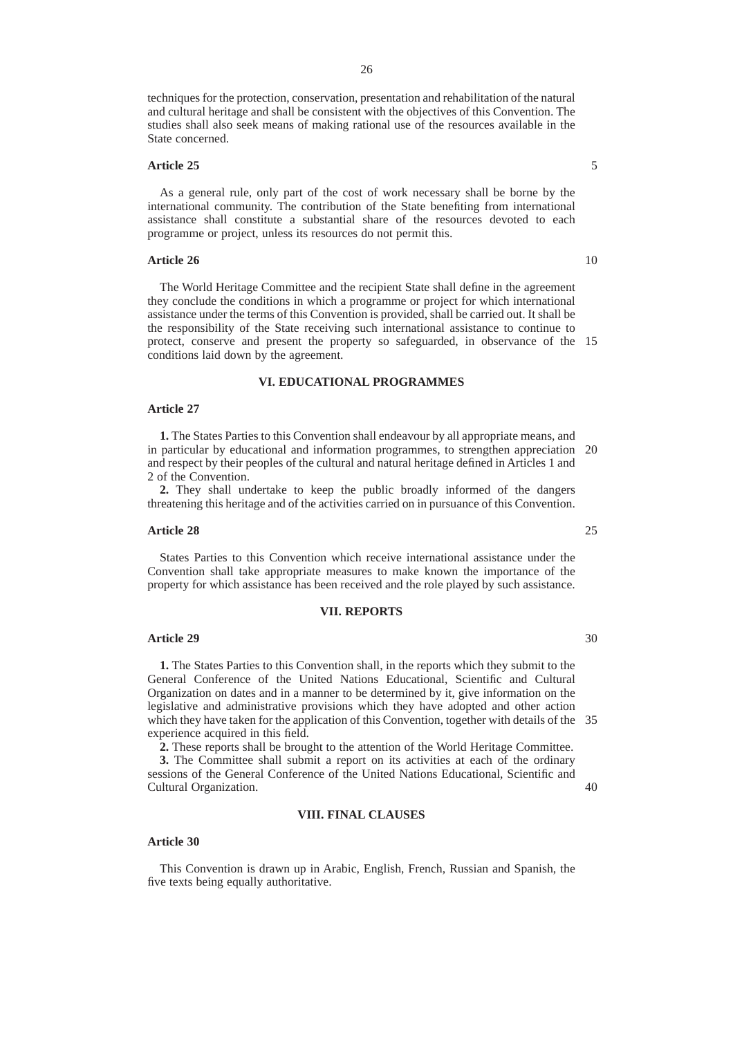techniques for the protection, conservation, presentation and rehabilitation of the natural and cultural heritage and shall be consistent with the objectives of this Convention. The studies shall also seek means of making rational use of the resources available in the State concerned.

**Article 25**

As a general rule, only part of the cost of work necessary shall be borne by the international community. The contribution of the State benefiting from international assistance shall constitute a substantial share of the resources devoted to each programme or project, unless its resources do not permit this.

**Article 26**

The World Heritage Committee and the recipient State shall define in the agreement they conclude the conditions in which a programme or project for which international assistance under the terms of this Convention is provided, shall be carried out. It shall be the responsibility of the State receiving such international assistance to continue to protect, conserve and present the property so safeguarded, in observance of the conditions laid down by the agreement.

## VI. EDUCATIONAL PROGRAMMES

**Article 27**

**1.** The States Parties to this Convention shall endeavour by all appropriate means, and in particular by educational and information programmes, to strengthen appreciation and respect by their peoples of the cultural and natural heritage defined in Articles 1 and 2 of the Convention.

**2.** They shall undertake to keep the public broadly informed of the dangers threatening this heritage and of the activities carried on in pursuance of this Convention.

**Article 28**

States Parties to this Convention which receive international assistance under the Convention shall take appropriate measures to make known the importance of the property for which assistance has been received and the role played by such assistance.

## VII. REPORTS

**Article 29**

**1.** The States Parties to this Convention shall, in the reports which they submit to the General Conference of the United Nations Educational, Scientific and Cultural Organization on dates and in a manner to be determined by it, give information on the legislative and administrative provisions which they have adopted and other action which they have taken for the application of this Convention, together with details of the experience acquired in this field.

**2.** These reports shall be brought to the attention of the World Heritage Committee.

**3.** The Committee shall submit a report on its activities at each of the ordinary sessions of the General Conference of the United Nations Educational, Scientific and Cultural Organization.

## VIII. FINAL CLAUSES

**Article 30**

This Convention is drawn up in Arabic, English, French, Russian and Spanish, the five texts being equally authoritative.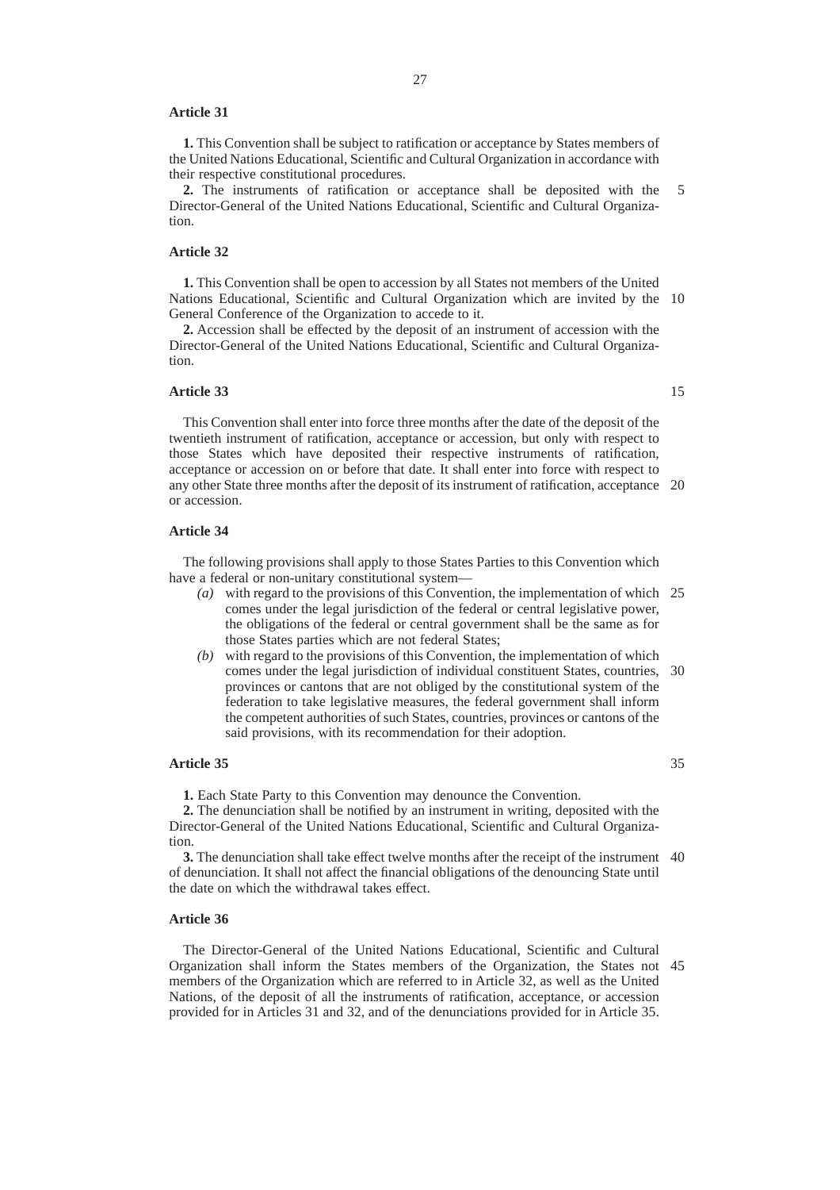### Article 31

**1.** This Convention shall be subject to ratification or acceptance by States members of the United Nations Educational, Scientific and Cultural Organization in accordance with their respective constitutional procedures.

**2.** The instruments of ratification or acceptance shall be deposited with the Director-General of the United Nations Educational, Scientific and Cultural Organization.

### Article 32

**1.** This Convention shall be open to accession by all States not members of the United Nations Educational, Scientific and Cultural Organization which are invited by the General Conference of the Organization to accede to it.

**2.** Accession shall be effected by the deposit of an instrument of accession with the Director-General of the United Nations Educational, Scientific and Cultural Organization.

### Article 33

This Convention shall enter into force three months after the date of the deposit of the twentieth instrument of ratification, acceptance or accession, but only with respect to those States which have deposited their respective instruments of ratification, acceptance or accession on or before that date. It shall enter into force with respect to any other State three months after the deposit of its instrument of ratification, acceptance or accession.

### Article 34

The following provisions shall apply to those States Parties to this Convention which have a federal or non-unitary constitutional system—

*(a)* with regard to the provisions of this Convention, the implementation of which comes under the legal jurisdiction of the federal or central legislative power, the obligations of the federal or central government shall be the same as for those States parties which are not federal States;

*(b)* with regard to the provisions of this Convention, the implementation of which comes under the legal jurisdiction of individual constituent States, countries, provinces or cantons that are not obliged by the constitutional system of the federation to take legislative measures, the federal government shall inform the competent authorities of such States, countries, provinces or cantons of the said provisions, with its recommendation for their adoption.

### Article 35

**1.** Each State Party to this Convention may denounce the Convention.

**2.** The denunciation shall be notified by an instrument in writing, deposited with the Director-General of the United Nations Educational, Scientific and Cultural Organization.

**3.** The denunciation shall take effect twelve months after the receipt of the instrument of denunciation. It shall not affect the financial obligations of the denouncing State until the date on which the withdrawal takes effect.

### Article 36

The Director-General of the United Nations Educational, Scientific and Cultural Organization shall inform the States members of the Organization, the States not members of the Organization which are referred to in Article 32, as well as the United Nations, of the deposit of all the instruments of ratification, acceptance, or accession provided for in Articles 31 and 32, and of the denunciations provided for in Article 35.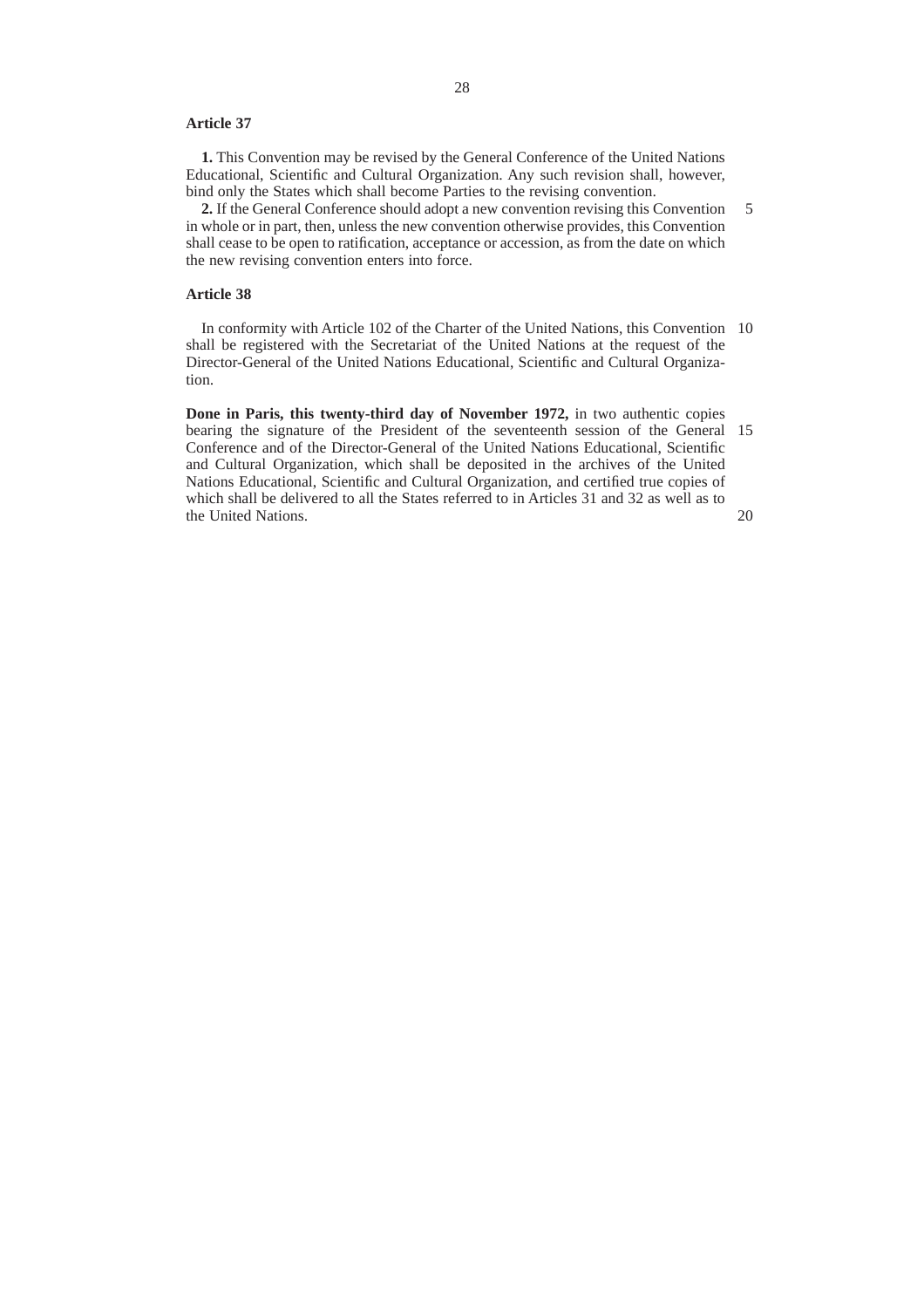### Article 37

**1.** This Convention may be revised by the General Conference of the United Nations Educational, Scientific and Cultural Organization. Any such revision shall, however, bind only the States which shall become Parties to the revising convention.

**2.** If the General Conference should adopt a new convention revising this Convention in whole or in part, then, unless the new convention otherwise provides, this Convention shall cease to be open to ratification, acceptance or accession, as from the date on which the new revising convention enters into force.

### Article 38

In conformity with Article 102 of the Charter of the United Nations, this Convention shall be registered with the Secretariat of the United Nations at the request of the Director-General of the United Nations Educational, Scientific and Cultural Organization.

**Done in Paris, this twenty-third day of November 1972,** in two authentic copies bearing the signature of the President of the seventeenth session of the General Conference and of the Director-General of the United Nations Educational, Scientific and Cultural Organization, which shall be deposited in the archives of the United Nations Educational, Scientific and Cultural Organization, and certified true copies of which shall be delivered to all the States referred to in Articles 31 and 32 as well as to the United Nations.